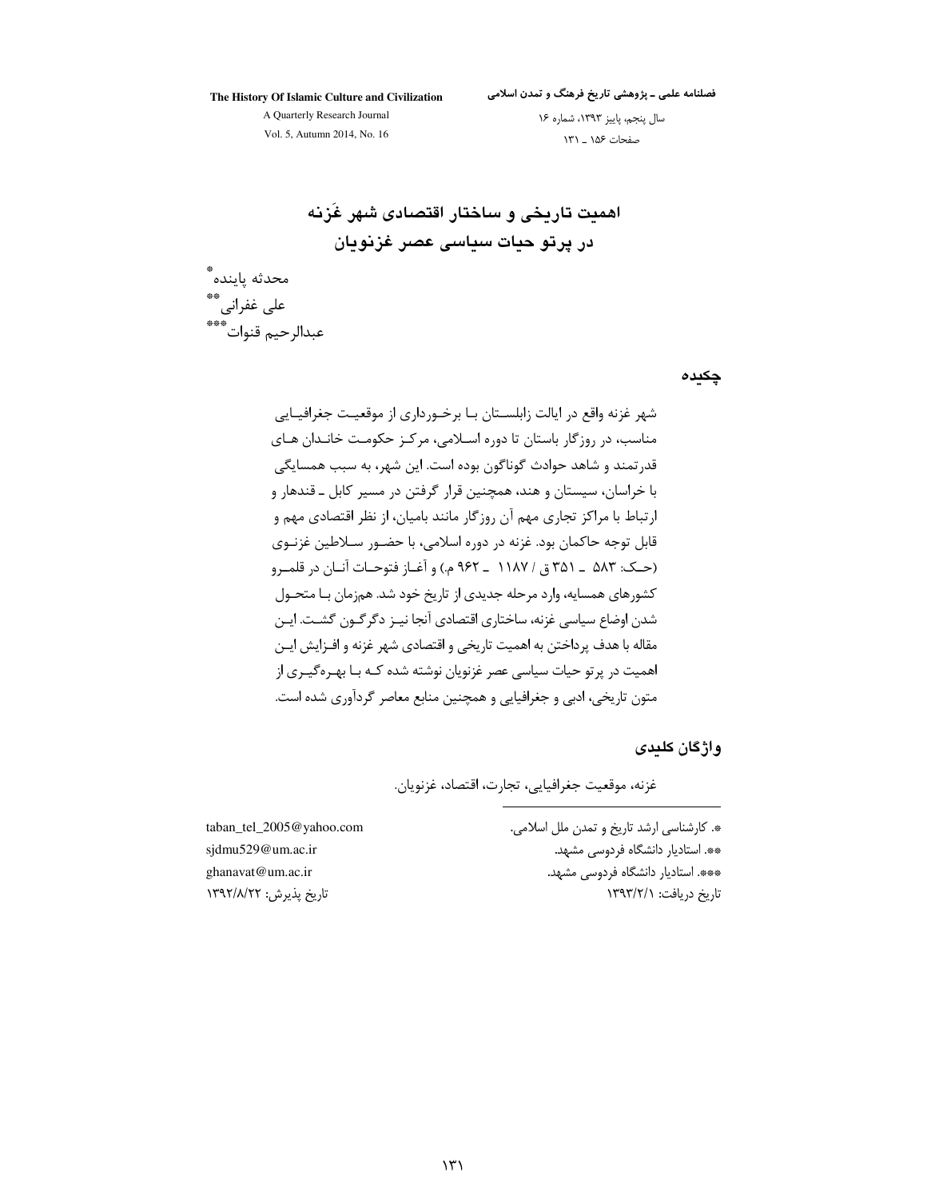# اهمیت تاریخی و ساختار اقتصادی شهر غَزنه در پرتو حیات سیاسی عصر غزنویان

محدثه پاینده[*]
علی غفرانی[**]
عبدالرحیم قنوات[***]

## چکیده

شهر غزنه واقع در ایالت زابلستان با برخورداری از موقعیت جغرافیایی مناسب، در روزگار باستان تا دوره اسلامی، مرکز حکومت خاندان های قدرتمند و شاهد حوادث گوناگون بوده است. این شهر، به سبب همسایگی با خراسان، سیستان و هند، همچنین قرار گرفتن در مسیر کابل ـ قندهار و ارتباط با مراکز تجاری مهم آن روزگار مانند بامیان، از نظر اقتصادی مهم و قابل توجه حاکمان بود. غزنه در دوره اسلامی، با حضور سلاطین غزنوی (حک: ۵۸۳ ـ ۳۵۱ ق / ۱۱۸۷ ـ ۹۶۲ م.) و آغاز فتوحات آنان در قلمرو کشورهای همسایه، وارد مرحله جدیدی از تاریخ خود شد. همزمان با متحول شدن اوضاع سیاسی غزنه، ساختاری اقتصادی آنجا نیز دگرگون گشت. این مقاله با هدف پرداختن به اهمیت تاریخی و اقتصادی شهر غزنه و افزایش این اهمیت در پرتو حیات سیاسی عصر غزنویان نوشته شده که با بهره‌گیری از متون تاریخی، ادبی و جغرافیایی و همچنین منابع معاصر گردآوری شده است.

## واژگان کلیدی

غزنه، موقعیت جغرافیایی، تجارت، اقتصاد، غزنویان.

---

*. کارشناسی ارشد تاریخ و تمدن ملل اسلامی. taban_tel_2005@yahoo.com

**. استادیار دانشگاه فردوسی مشهد. sjdmu529@um.ac.ir

***. استادیار دانشگاه فردوسی مشهد. ghanavat@um.ac.ir

تاریخ دریافت: ۱۳۹۳/۲/۱

تاریخ پذیرش: ۱۳۹۲/۸/۲۲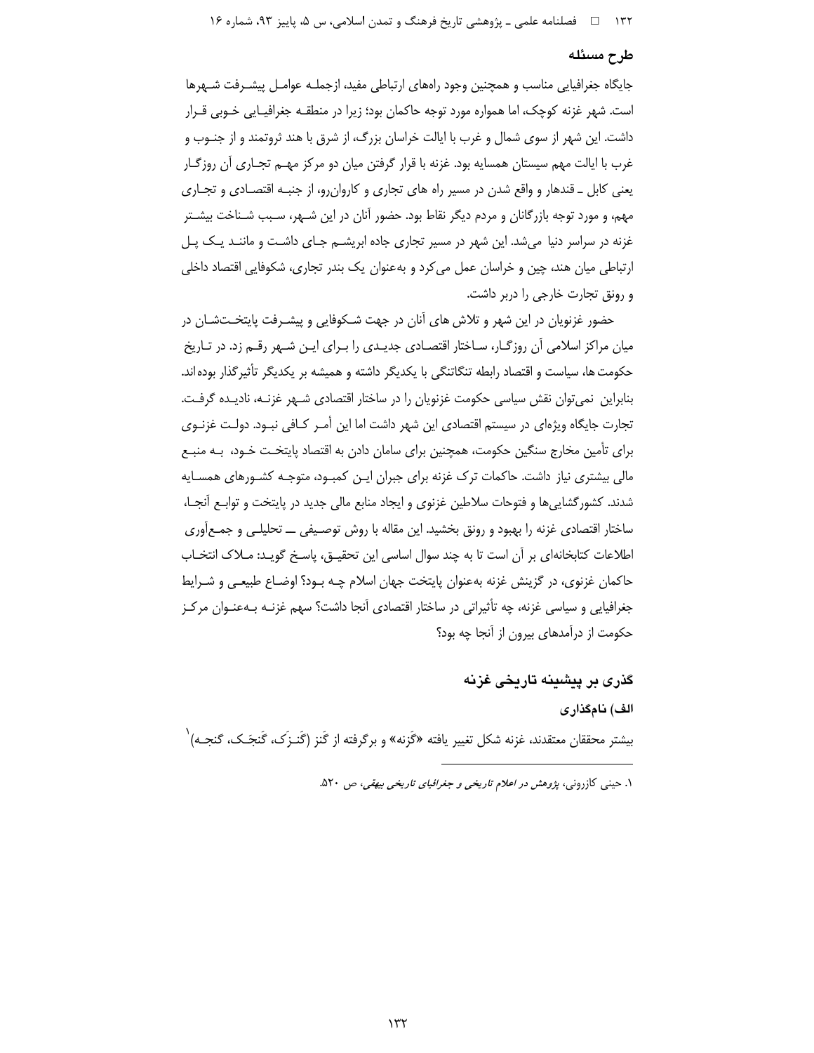## طرح مسئله

جایگاه جغرافیایی مناسب و همچنین وجود راه‌های ارتباطی مفید، ازجمله عوامل پیشرفت شهرها است. شهر غزنه کوچک، اما همواره مورد توجه حاکمان بود؛ زیرا در منطقه جغرافیایی خوبی قرار داشت. این شهر از سوی شمال و غرب با ایالت خراسان بزرگ، از شرق با هند ثروتمند و از جنوب و غرب با ایالت مهم سیستان همسایه بود. غزنه با قرار گرفتن میان دو مرکز مهم تجاری آن روزگار یعنی کابل ـ قندهار و واقع شدن در مسیر راه های تجاری و کاروان‌رو، از جنبه اقتصادی و تجاری مهم، و مورد توجه بازرگانان و مردم دیگر نقاط بود. حضور آنان در این شهر، سبب شناخت بیشتر غزنه در سراسر دنیا می‌شد. این شهر در مسیر تجاری جاده ابریشم جای داشت و مانند یک پل ارتباطی میان هند، چین و خراسان عمل می‌کرد و به‌عنوان یک بندر تجاری، شکوفایی اقتصاد داخلی و رونق تجارت خارجی را دربر داشت.

حضور غزنویان در این شهر و تلاش های آنان در جهت شکوفایی و پیشرفت پایتخت‌شان در میان مراکز اسلامی آن روزگار، ساختار اقتصادی جدیدی را برای این شهر رقم زد. در تاریخ حکومت ها، سیاست و اقتصاد رابطه تنگاتنگی با یکدیگر داشته و همیشه بر یکدیگر تأثیرگذار بوده اند. بنابراین نمی‌توان نقش سیاسی حکومت غزنویان را در ساختار اقتصادی شهر غزنه، نادیده گرفت. تجارت جایگاه ویژه‌ای در سیستم اقتصادی این شهر داشت اما این أمر کافی نبود. دولت غزنوی برای تأمین مخارج سنگین حکومت، همچنین برای سامان دادن به اقتصاد پایتخت خود، به منبع مالی بیشتری نیاز داشت. حاکمات ترک غزنه برای جبران این کمبود، متوجه کشورهای همسایه شدند. کشورگشایی‌ها و فتوحات سلاطین غزنوی و ایجاد منابع مالی جدید در پایتخت و توابع آنجا، ساختار اقتصادی غزنه را بهبود و رونق بخشید. این مقاله با روش توصیفی ــ تحلیلی و جمع‌آوری اطلاعات کتابخانه‌ای بر آن است تا به چند سوال اساسی این تحقیق، پاسخ گوید: ملاک انتخاب حاکمان غزنوی، در گزینش غزنه به‌عنوان پایتخت جهان اسلام چه بود؟ اوضاع طبیعی و شرایط جغرافیایی و سیاسی غزنه، چه تأثیراتی در ساختار اقتصادی آنجا داشت؟ سهم غزنه به‌عنوان مرکز حکومت از درآمدهای بیرون از آنجا چه بود؟

## گذری بر پیشینه تاریخی غزنه

### الف) نامگذاری

بیشتر محققان معتقدند، غزنه شکل تغییر یافته «گَزنه» و برگرفته از گَنز (گَنـزَک، گَنجَـک، گنجـه)[1]

---

۱. حینی کازرونی، *پژوهش در اعلام تاریخی و جغرافیای تاریخی بیهقی*، ص ۵۲۰.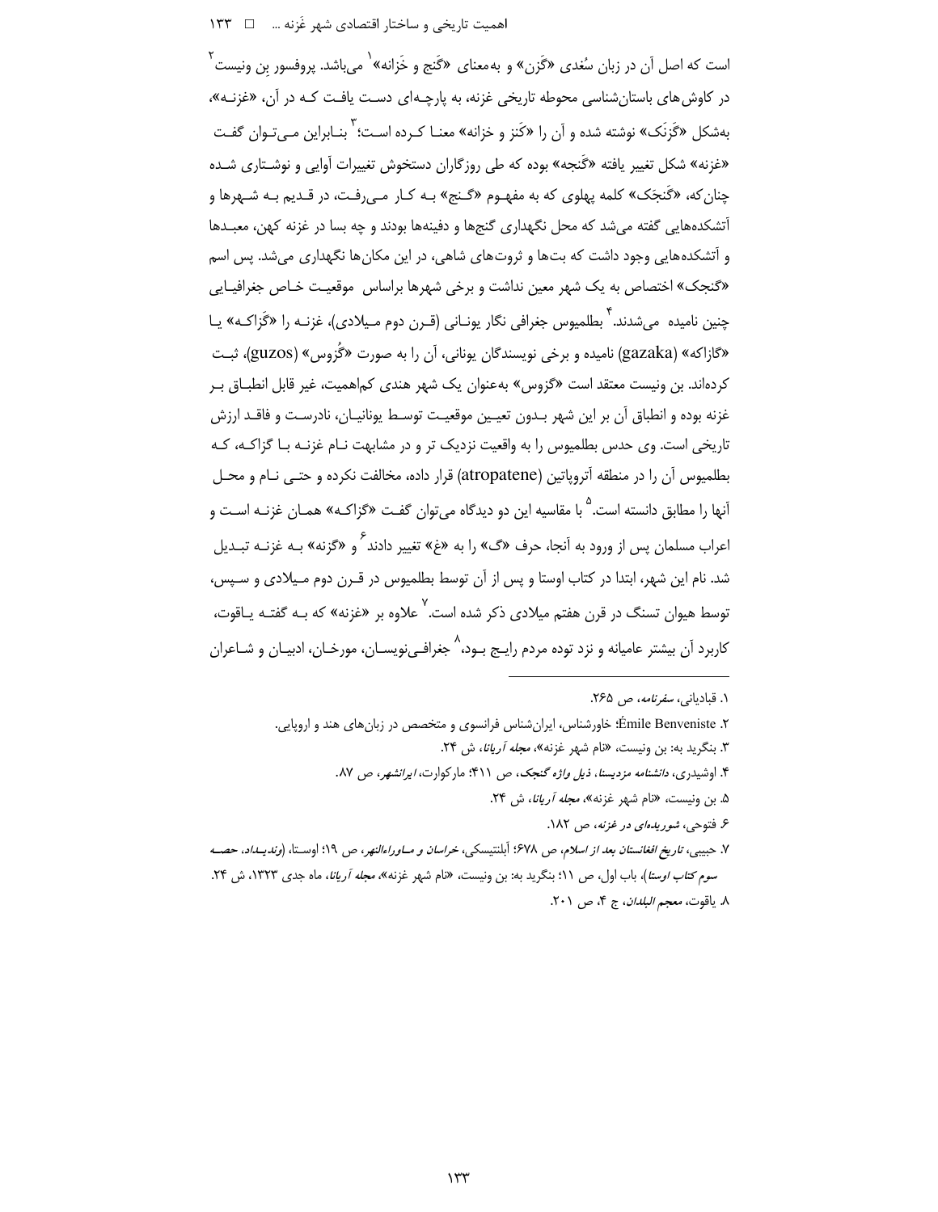است که اصل آن در زبان سُغدی «گَزن» و به‌معنای «گَنج و خَزانه»[1] می‌باشد. پروفسور بن ونیست[2] در کاوش‌های باستان‌شناسی محوطه تاریخی غزنه، به پارچه‌ای دست یافت که در آن، «غزنه»، به‌شکل «گَزنَک» نوشته شده و آن را «کَنز و خزانه» معنا کرده است؛[3] بنابراین می‌توان گفت «غزنه» شکل تغییر یافته «گَنجه» بوده که طی روزگاران دستخوش تغییرات آوایی و نوشتاری شده چنان‌که، «گَنجَک» کلمه پهلوی که به مفهوم «گنج» به کار می‌رفت، در قدیم به شهرها و آتشکده‌هایی گفته می‌شد که محل نگهداری گنج‌ها و دفینه‌ها بودند و چه بسا در غزنه کهن، معبدها و آتشکده‌هایی وجود داشت که بت‌ها و ثروت‌های شاهی، در این مکان‌ها نگهداری می‌شد. پس اسم «گنجک» اختصاص به یک شهر معین نداشت و برخی شهرها براساس موقعیت خاص جغرافیایی چنین نامیده می‌شدند.[4] بطلمیوس جغرافی نگار یونانی (قرن دوم میلادی)، غزنه را «گَزاکه» یا «گازاکه» (gazaka) نامیده و برخی نویسندگان یونانی، آن را به صورت «گُزوس» (guzos)، ثبت کرده‌اند. بن ونیست معتقد است «گزوس» به‌عنوان یک شهر هندی کم‌اهمیت، غیر قابل انطباق بر غزنه بوده و انطباق آن بر این شهر بدون تعیین موقعیت توسط یونانیان، نادرست و فاقد ارزش تاریخی است. وی حدس بطلمیوس را به واقعیت نزدیک تر و در مشابهت نام غزنه با گزاکه، که بطلمیوس آن را در منطقه آتروپاتین (atropatene) قرار داده، مخالفت نکرده و حتی نام و محل آنها را مطابق دانسته است.[5] با مقایسه این دو دیدگاه می‌توان گفت «گزاکه» همان غزنه است و اعراب مسلمان پس از ورود به آنجا، حرف «گ» را به «غ» تغییر دادند[6] و «گزنه» به غزنه تبدیل شد. نام این شهر، ابتدا در کتاب اوستا و پس از آن توسط بطلمیوس در قرن دوم میلادی و سپس، توسط هیوان تسنگ در قرن هفتم میلادی ذکر شده است.[7] علاوه بر «غزنه» که به گفته یاقوت، کاربرد آن بیشتر عامیانه و نزد توده مردم رایج بود،[8] جغرافی‌نویسان، مورخان، ادیبان و شاعران

---

۱. قبادیانی، *سفرنامه*، ص ۲۶۵.

۲. Émile Benveniste؛ خاورشناس، ایران‌شناس فرانسوی و متخصص در زبان‌های هند و اروپایی.

۳. بنگرید به: بن ونیست، «نام شهر غزنه»، *مجله آریانا*، ش ۲۴.

۴. اوشیدری، *دانشنامه مزدیسنا، ذیل واژه گنجک*، ص ۴۱۱؛ مارکوارت، *ایرانشهر*، ص ۸۷.

۵. بن ونیست، «نام شهر غزنه»، *مجله آریانا*، ش ۲۴.

۶. فتوحی، *شوریده‌ای در غزنه*، ص ۱۸۲.

۷. حبیبی، *تاریخ افغانستان بعد از اسلام*، ص ۶۷۸؛ آبلنتیسکی، *خراسان و ماوراءالنهر*، ص ۱۹؛ اوستا، (*وندیداد، حصه سوم کتاب اوستا*)، باب اول، ص ۱۱؛ بنگرید به: بن ونیست، «نام شهر غزنه»، *مجله آریانا*، ماه جدی ۱۳۲۳، ش ۲۴.

۸. یاقوت، *معجم البلدان*، ج ۴، ص ۲۰۱.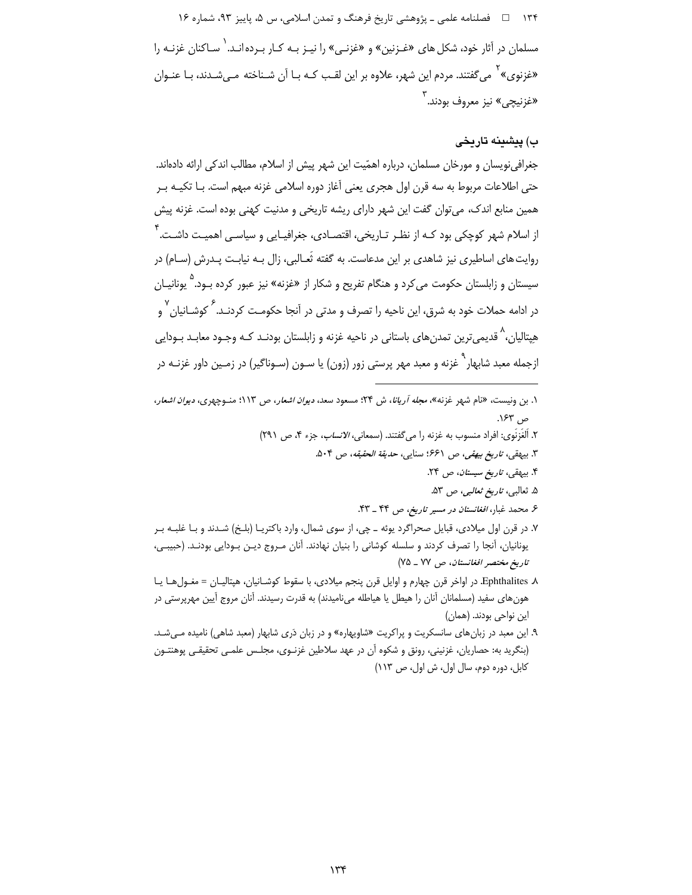مسلمان در آثار خود، شکل‌های «غـزنین» و «غزنـی» را نیـز بـه کـار بـرده‌انـد.[1] سـاکنان غزنـه را «غزنوی»[2] می‌گفتند. مردم این شهر، علاوه بر این لقـب کـه بـا آن شـناخته مـی‌شـدند، بـا عنـوان «غزنیچی» نیز معروف بودند.[3]

## ب) پیشینه تاریخی

جغرافی‌نویسان و مورخان مسلمان، درباره اهمّیت این شهر پیش از اسلام، مطالب اندکی ارائه داده‌اند. حتی اطلاعات مربوط به سه قرن اول هجری یعنی آغاز دوره اسلامی غزنه مبهم است. بـا تکیـه بـر همین منابع اندک، می‌توان گفت این شهر دارای ریشه تاریخی و مدنیت کهنی بوده است. غزنه پیش از اسلام شهر کوچکی بود کـه از نظـر تـاریخی، اقتصـادی، جغرافیـایی و سیاسـی اهمیـت داشـت.[4] روایت‌های اساطیری نیز شاهدی بر این مدعاست. به گفته ثَعـالبی، زال بـه نیابـت پـدرش (سـام) در سیستان و زابلستان حکومت می‌کرد و هنگام تفریح و شکار از «غزنه» نیز عبور کرده بـود.[5] یونانیـان در ادامه حملات خود به شرق، این ناحیه را تصرف و مدتی در آنجا حکومـت کردنـد.[6] کوشـانیان[7] و هپتالیان،[8] قدیمی‌ترین تمدن‌های باستانی در ناحیه غزنه و زابلستان بودنـد کـه وجـود معابـد بـودایی ازجمله معبد شابهار[9] غزنه و معبد مهر پرستی زور (زون) یا سـون (سـوناگیر) در زمـین داور غزنـه در

---

۱. بن ونیست، «نام شهر غزنه»، *مجله آریانا*، ش ۲۴؛ مسعود سعد، *دیوان اشعار*، ص ۱۱۳؛ منـوچهری، *دیوان اشعار*، ص ۱۶۳.

۲. اَلغَزنَوی: افراد منسوب به غزنه را می‌گفتند. (سمعانی، *الانساب*، جزء ۴، ص ۲۹۱)

۳. بیهقی، *تاریخ بیهقی*، ص ۶۶۱؛ سنایی، *حدیقة الحقیقه*، ص ۵۰۴.

۴. بیهقی، *تاریخ سیستان*، ص ۲۴.

۵. ثعالبی، *تاریخ ثعالبی*، ص ۵۳.

۶. محمد غبار، *افغانستان در مسیر تاریخ*، ص ۴۴ ـ ۴۳.

۷. در قرن اول میلادی، قبایل صحراگرد یوئه ـ چی، از سوی شمال، وارد باکتریـا (بلـخ) شـدند و بـا غلبـه بـر یونانیان، آنجا را تصرف کردند و سلسله کوشانی را بنیان نهادند. آنان مـروج دیـن بـودایی بودنـد. (حبیبـی، *تاریخ مختصر افغانستان*، ص ۷۷ ـ ۷۵)

۸. Ephthalites. در اواخر قرن چهارم و اوایل قرن پنجم میلادی، با سقوط کوشـانیان، هپتالیـان = مغـول‌هـا یـا هون‌های سفید (مسلمانان آنان را هیطل یا هیاطله می‌نامیدند) به قدرت رسیدند. آنان مروج آیین مهرپرستی در این نواحی بودند. (همان)

۹. این معبد در زبان‌های سانسکریت و پراکریت «شاویهاره» و در زبان دَری شابهار (معبد شاهی) نامیده مـی‌شـد. (بنگرید به: حصاریان، غزنینی، رونق و شکوه آن در عهد سلاطین غزنـوی، مجلـس علمـی تحقیقـی پوهنتـون کابل، دوره دوم، سال اول، ش اول، ص ۱۱۳)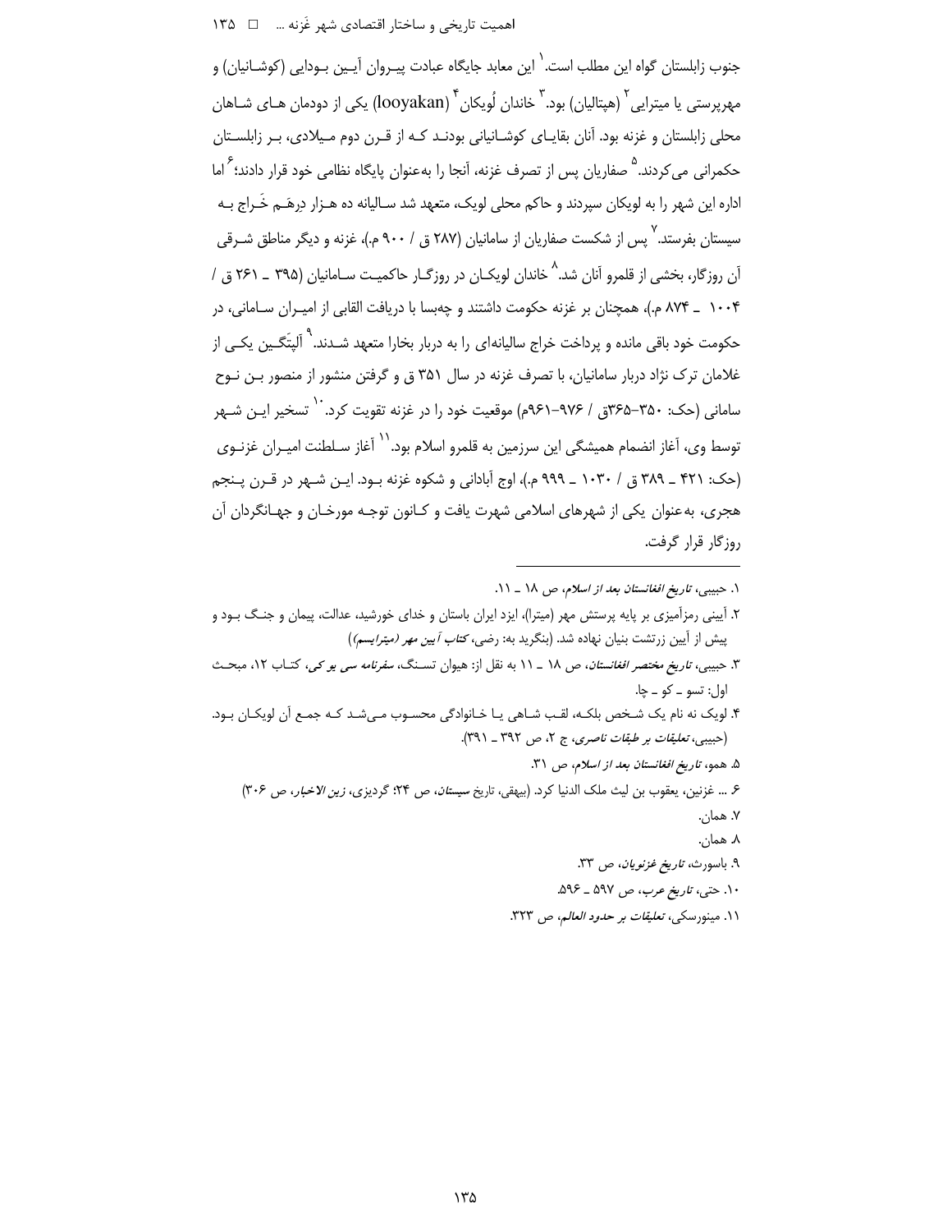جنوب زابلستان گواه این مطلب است.[1] این معابد جایگاه عبادت پیروان آیین بودایی (کوشانیان) و مهرپرستی یا میترایی[2] (هپتالیان) بود.[3] خاندان لُویکان[4] (looyakan) یکی از دودمان های شاهان محلی زابلستان و غزنه بود. آنان بقایای کوشانیانی بودند که از قرن دوم میلادی، بر زابلستان حکمرانی می‌کردند.[5] صفاریان پس از تصرف غزنه، آنجا را به‌عنوان پایگاه نظامی خود قرار دادند؛[6] اما اداره این شهر را به لویکان سپردند و حاکم محلی لویک، متعهد شد سالیانه ده هزار دِرهَم خَراج به سیستان بفرستد.[7] پس از شکست صفاریان از سامانیان (۲۸۷ ق / ۹۰۰ م.)، غزنه و دیگر مناطق شرقی آن روزگار، بخشی از قلمرو آنان شد.[8] خاندان لویکان در روزگار حاکمیت سامانیان (۳۹۵ ـ ۲۶۱ ق / ۱۰۰۴ ـ ۸۷۴ م.)، همچنان بر غزنه حکومت داشتند و چه‌بسا با دریافت القابی از امیران سامانی، در حکومت خود باقی مانده و پرداخت خراج سالیانه‌ای را به دربار بخارا متعهد شدند.[9] آلپتَگین یکی از غلامان ترک نژاد دربار سامانیان، با تصرف غزنه در سال ۳۵۱ ق و گرفتن منشور از منصور بن نوح سامانی (حک: ۳۶۵-۳۵۰ق / ۹۷۶-۹۶۱م) موقعیت خود را در غزنه تقویت کرد.[10] تسخیر این شهر توسط وی، آغاز انضمام همیشگی این سرزمین به قلمرو اسلام بود.[11] آغاز سلطنت امیران غزنوی (حک: ۴۲۱ ـ ۳۸۹ ق / ۱۰۳۰ ـ ۹۹۹ م.)، اوج آبادانی و شکوه غزنه بود. این شهر در قرن پنجم هجری، به‌عنوان یکی از شهرهای اسلامی شهرت یافت و کانون توجه مورخان و جهانگردان آن روزگار قرار گرفت.

---

۱. حبیبی، *تاریخ افغانستان بعد از اسلام*، ص ۱۸ ـ ۱۱.

۲. آیینی رمزآمیزی بر پایه پرستش مهر (میترا)، ایزد ایران باستان و خدای خورشید، عدالت، پیمان و جنگ بود و پیش از آیین زرتشت بنیان نهاده شد. (بنگرید به: رضی، *کتاب آیین مهر (میترایسم)*)

۳. حبیبی، *تاریخ مختصر افغانستان*، ص ۱۸ ـ ۱۱ به نقل از: هیوان تسنگ، *سفرنامه سی یو کی*، کتاب ۱۲، مبحث اول: تسو ـ کو ـ چا.

۴. لویک نه نام یک شخص بلکه، لقب شاهی یا خانوادگی محسوب می‌شد که جمع آن لویکان بود. (حبیبی، *تعلیقات بر طبقات ناصری*، ج ۲، ص ۳۹۲ ـ ۳۹۱).

۵. همو، *تاریخ افغانستان بعد از اسلام*، ص ۳۱.

۶. ... غزنین، یعقوب بن لیث ملک الدنیا کرد. (بیهقی، تاریخ *سیستان*، ص ۲۴؛ گردیزی، *زین الاخبار*، ص ۳۰۶)

۷. همان.

۸. همان.

۹. باسورث، *تاریخ غزنویان*، ص ۳۳.

۱۰. حتی، *تاریخ عرب*، ص ۵۹۷ ـ ۵۹۶.

۱۱. مینورسکی، *تعلیقات بر حدود العالم*، ص ۳۲۳.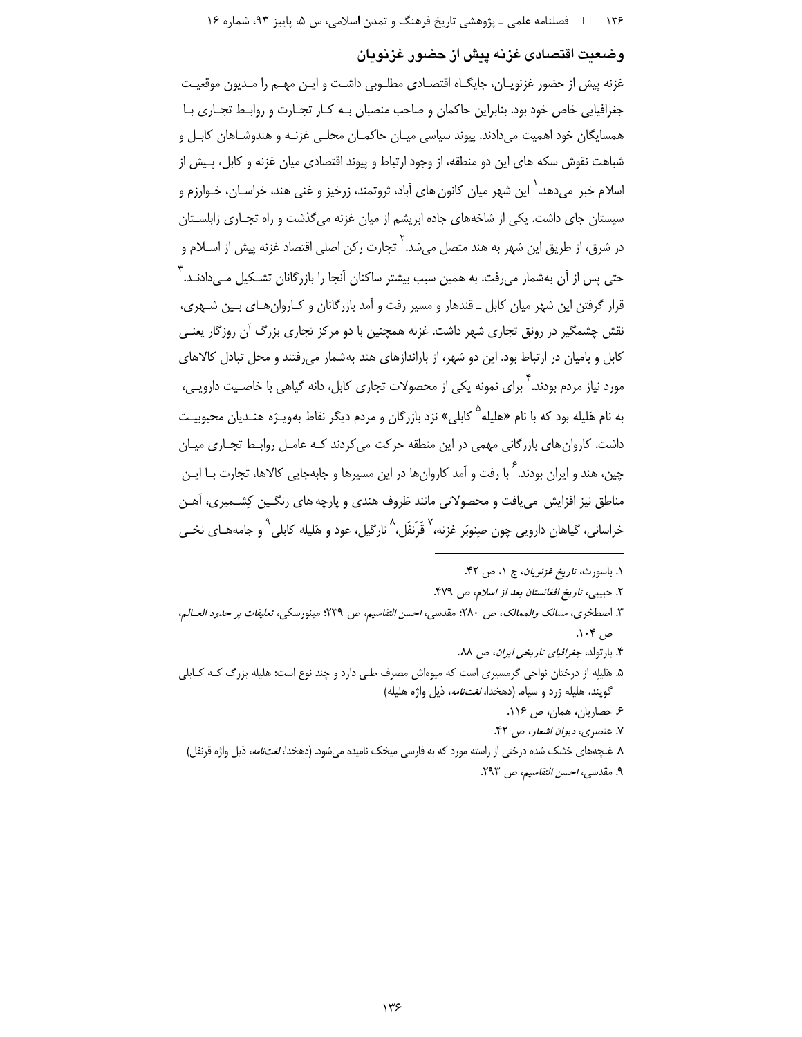## وضعیت اقتصادی غزنه پیش از حضور غزنویان

غزنه پیش از حضور غزنویان، جایگاه اقتصادی مطلوبی داشت و این مهم را مدیون موقعیت جغرافیایی خاص خود بود. بنابراین حاکمان و صاحب منصبان به کار تجارت و روابط تجاری با همسایگان خود اهمیت می‌دادند. پیوند سیاسی میان حاکمان محلی غزنه و هندوشاهان کابل و شباهت نقوش سکه های این دو منطقه، از وجود ارتباط و پیوند اقتصادی میان غزنه و کابل، پیش از اسلام خبر می‌دهد.[1] این شهر میان کانون های آباد، ثروتمند، زرخیز و غنی هند، خراسان، خوارزم و سیستان جای داشت. یکی از شاخه‌های جاده ابریشم از میان غزنه می‌گذشت و راه تجاری زابلستان در شرق، از طریق این شهر به هند متصل می‌شد.[2] تجارت رکن اصلی اقتصاد غزنه پیش از اسلام و حتی پس از آن به‌شمار می‌رفت. به همین سبب بیشتر ساکنان آنجا را بازرگانان تشکیل می‌دادند.[3] قرار گرفتن این شهر میان کابل ـ قندهار و مسیر رفت و آمد بازرگانان و کاروان‌های بین شهری، نقش چشمگیر در رونق تجاری شهر داشت. غزنه همچنین با دو مرکز تجاری بزرگ آن روزگار یعنی کابل و بامیان در ارتباط بود. این دو شهر، از باراندازهای هند به‌شمار می‌رفتند و محل تبادل کالاهای مورد نیاز مردم بودند.[4] برای نمونه یکی از محصولات تجاری کابل، دانه گیاهی با خاصیت دارویی، به نام هَلیله بود که با نام «هلیله[5] کابلی» نزد بازرگان و مردم دیگر نقاط به‌ویژه هندیان محبوبیت داشت. کاروان‌های بازرگانی مهمی در این منطقه حرکت می‌کردند که عامل روابط تجاری میان چین، هند و ایران بودند.[6] با رفت و آمد کاروان‌ها در این مسیرها و جابه‌جایی کالاها، تجارت با این مناطق نیز افزایش می‌یافت و محصولاتی مانند ظروف هندی و پارچه های رنگین کِشمیری، آهن خراسانی، گیاهان دارویی چون صِنوبَر غزنه،[7] قَرَنفَل،[8] نارگیل، عود و هَلیله کابلی[9] و جامه‌های نخی

---

۱. باسورث، *تاریخ غزنویان*، ج ۱، ص ۴۲.

۲. حبیبی، *تاریخ افغانستان بعد از اسلام*، ص ۴۷۹.

۳. اصطخری، *مسالک والممالک*، ص ۲۸۰؛ مقدسی، *احسن التقاسیم*، ص ۲۳۹؛ مینورسکی، *تعلیقات بر حدود العالم*، ص ۱۰۴.

۴. بارتولد، *جغرافیای تاریخی ایران*، ص ۸۸.

۵. هَلیلِه از درختان نواحی گرمسیری است که میوه‌اش مصرف طبی دارد و چند نوع است: هلیله بزرگ که کابلی گویند، هلیله زرد و سیاه. (دهخدا، *لغت‌نامه*، ذیل واژه هلیله)

۶. حصاریان، همان، ص ۱۱۶.

۷. عنصری، *دیوان اشعار*، ص ۴۲.

۸. غنچه‌های خشک شده درختی از راسته مورد که به فارسی میخک نامیده می‌شود. (دهخدا، *لغت‌نامه*، ذیل واژه قرنفل)

۹. مقدسی، *احسن التقاسیم*، ص ۲۹۳.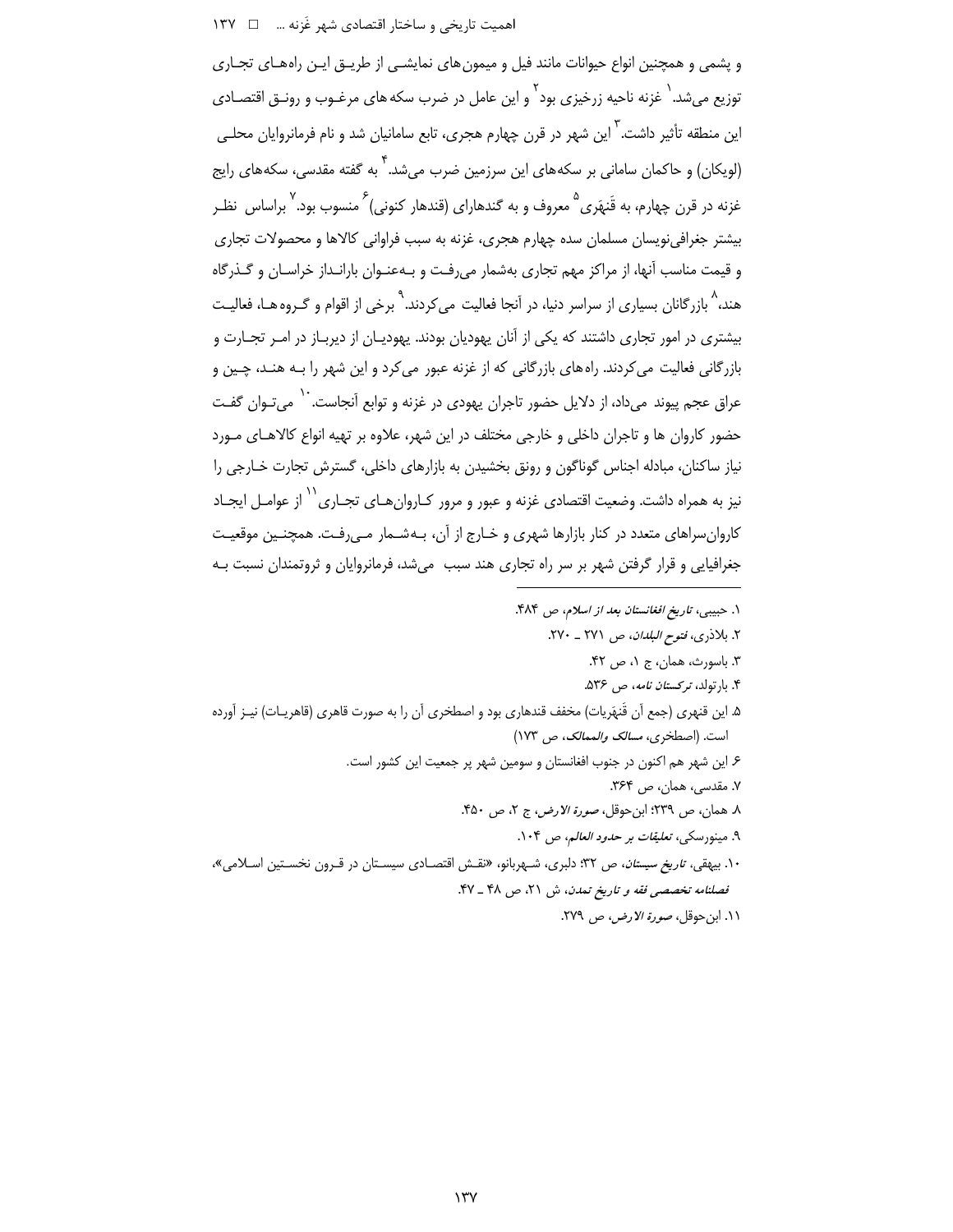و پشمی و همچنین انواع حیوانات مانند فیل و میمون‌های نمایشی از طریق این راه‌های تجاری توزیع می‌شد.[1] غزنه ناحیه زرخیزی بود[2] و این عامل در ضرب سکه‌های مرغوب و رونق اقتصادی این منطقه تأثیر داشت.[3] این شهر در قرن چهارم هجری، تابع سامانیان شد و نام فرمانروایان محلی (لویکان) و حاکمان سامانی بر سکه‌های این سرزمین ضرب می‌شد.[4] به گفته مقدسی، سکه‌های رایج غزنه در قرن چهارم، به قَنهَری[5] معروف و به گندهارای (قندهار کنونی)[6] منسوب بود.[7] براساس نظر بیشتر جغرافی‌نویسان مسلمان سده چهارم هجری، غزنه به سبب فراوانی کالاها و محصولات تجاری و قیمت مناسب آنها، از مراکز مهم تجاری به‌شمار می‌رفت و به‌عنوان بارانداز خراسان و گذرگاه هند،[8] بازرگانان بسیاری از سراسر دنیا، در آنجا فعالیت می‌کردند.[9] برخی از اقوام و گروه‌ها، فعالیت بیشتری در امور تجاری داشتند که یکی از آنان یهودیان بودند. یهودیان از دیرباز در امر تجارت و بازرگانی فعالیت می‌کردند. راه‌های بازرگانی که از غزنه عبور می‌کرد و این شهر را به هند، چین و عراق عجم پیوند می‌داد، از دلایل حضور تاجران یهودی در غزنه و توابع آنجاست.[10] می‌توان گفت حضور کاروان ها و تاجران داخلی و خارجی مختلف در این شهر، علاوه بر تهیه انواع کالاهای مورد نیاز ساکنان، مبادله اجناس گوناگون و رونق بخشیدن به بازارهای داخلی، گسترش تجارت خارجی را نیز به همراه داشت. وضعیت اقتصادی غزنه و عبور و مرور کاروان‌های تجاری[11] از عوامل ایجاد کاروان‌سراهای متعدد در کنار بازارها شهری و خارج از آن، به‌شمار می‌رفت. همچنین موقعیت جغرافیایی و قرار گرفتن شهر بر سر راه تجاری هند سبب می‌شد، فرمانروایان و ثروتمندان نسبت به

---

۱. حبیبی، *تاریخ افغانستان بعد از اسلام*، ص ۴۸۴.

۲. بلاذری، *فتوح البلدان*، ص ۲۷۱ ـ ۲۷۰.

۳. باسورث، همان، ج ۱، ص ۴۲.

۴. بارتولد، *ترکستان نامه*، ص ۵۳۶.

۵. این قنهری (جمع آن قَنهَریات) مخفف قندهاری بود و اصطخری آن را به صورت قاهری (قاهریات) نیز آورده است. (اصطخری، *مسالک والممالک*، ص ۱۷۳)

۶. این شهر هم اکنون در جنوب افغانستان و سومین شهر پر جمعیت این کشور است.

۷. مقدسی، همان، ص ۳۶۴.

۸. همان، ص ۲۳۹؛ ابن‌حوقل، *صورة الارض*، ج ۲، ص ۴۵۰.

۹. مینورسکی، *تعلیقات بر حدود العالم*، ص ۱۰۴.

۱۰. بیهقی، *تاریخ سیستان*، ص ۳۲؛ دلبری، شهربانو، «نقش اقتصادی سیستان در قرون نخستین اسلامی»، *فصلنامه تخصصی فقه و تاریخ تمدن*، ش ۲۱، ص ۴۸ ـ ۴۷.

۱۱. ابن‌حوقل، *صورة الارض*، ص ۲۷۹.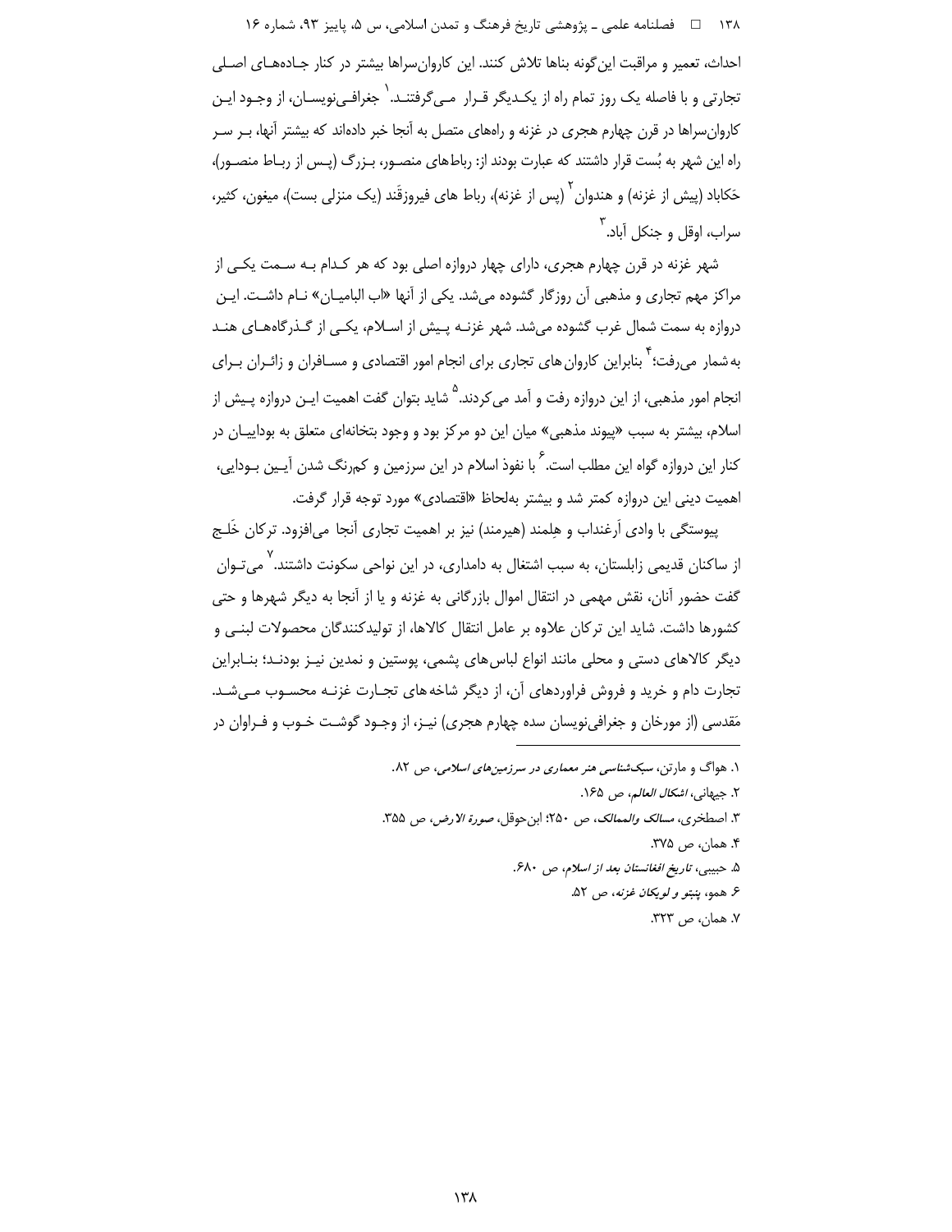احداث، تعمیر و مراقبت این‌گونه بناها تلاش کنند. این کاروان‌سراها بیشتر در کنار جاده‌های اصلی تجارتی و با فاصله یک روز تمام راه از یکدیگر قرار می‌گرفتند.[1] جغرافی‌نویسان، از وجود این کاروان‌سراها در قرن چهارم هجری در غزنه و راه‌های متصل به آنجا خبر داده‌اند که بیشتر آنها، بر سر راه این شهر به بُست قرار داشتند که عبارت بودند از: رباط‌های منصور، بزرگ (پس از رباط منصور)، حَکاباد (پیش از غزنه) و هندوان[2] (پس از غزنه)، رباط های فیروزقَند (یک منزلی بست)، میغون، کثیر، سراب، اوقل و جنکل آباد.[3]

شهر غزنه در قرن چهارم هجری، دارای چهار دروازه اصلی بود که هر کدام به سمت یکی از مراکز مهم تجاری و مذهبی آن روزگار گشوده می‌شد. یکی از آنها «اب البامیان» نام داشت. این دروازه به سمت شمال غرب گشوده می‌شد. شهر غزنه پیش از اسلام، یکی از گذرگاه‌های هند به‌شمار می‌رفت؛[4] بنابراین کاروان‌های تجاری برای انجام امور اقتصادی و مسافران و زائران برای انجام امور مذهبی، از این دروازه رفت و آمد می‌کردند.[5] شاید بتوان گفت اهمیت این دروازه پیش از اسلام، بیشتر به سبب «پیوند مذهبی» میان این دو مرکز بود و وجود بتخانه‌ای متعلق به بوداییان در کنار این دروازه گواه این مطلب است.[6] با نفوذ اسلام در این سرزمین و کم‌رنگ شدن آیین بودایی، اهمیت دینی این دروازه کمتر شد و بیشتر به‌لحاظ «اقتصادی» مورد توجه قرار گرفت.

پیوستگی با وادی اَرغنداب و هِلمند (هیرمند) نیز بر اهمیت تجاری آنجا می‌افزود. ترکان خَلج از ساکنان قدیمی زابلستان، به سبب اشتغال به دامداری، در این نواحی سکونت داشتند.[7] می‌توان گفت حضور آنان، نقش مهمی در انتقال اموال بازرگانی به غزنه و یا از آنجا به دیگر شهرها و حتی کشورها داشت. شاید این ترکان علاوه بر عامل انتقال کالاها، از تولیدکنندگان محصولات لبنی و دیگر کالاهای دستی و محلی مانند انواع لباس‌های پشمی، پوستین و نمدین نیز بودند؛ بنابراین تجارت دام و خرید و فروش فراورده‌های آن، از دیگر شاخه‌های تجارت غزنه محسوب می‌شد. مَقدسی (از مورخان و جغرافی‌نویسان سده چهارم هجری) نیز، از وجود گوشت خوب و فراوان در

---

۱. هواگ و مارتن، *سبک‌شناسی هنر معماری در سرزمین‌های اسلامی*، ص ۸۲.

۲. جیهانی، *اشکال العالم*، ص ۱۶۵.

۳. اصطخری، *مسالک والممالک*، ص ۲۵۰؛ ابن‌حوقل، *صورة الارض*، ص ۳۵۵.

۴. همان، ص ۳۷۵.

۵. حبیبی، *تاریخ افغانستان بعد از اسلام*، ص ۶۸۰.

۶. همو، *پنبتو و لویکان غزنه*، ص ۵۲.

۷. همان، ص ۳۲۳.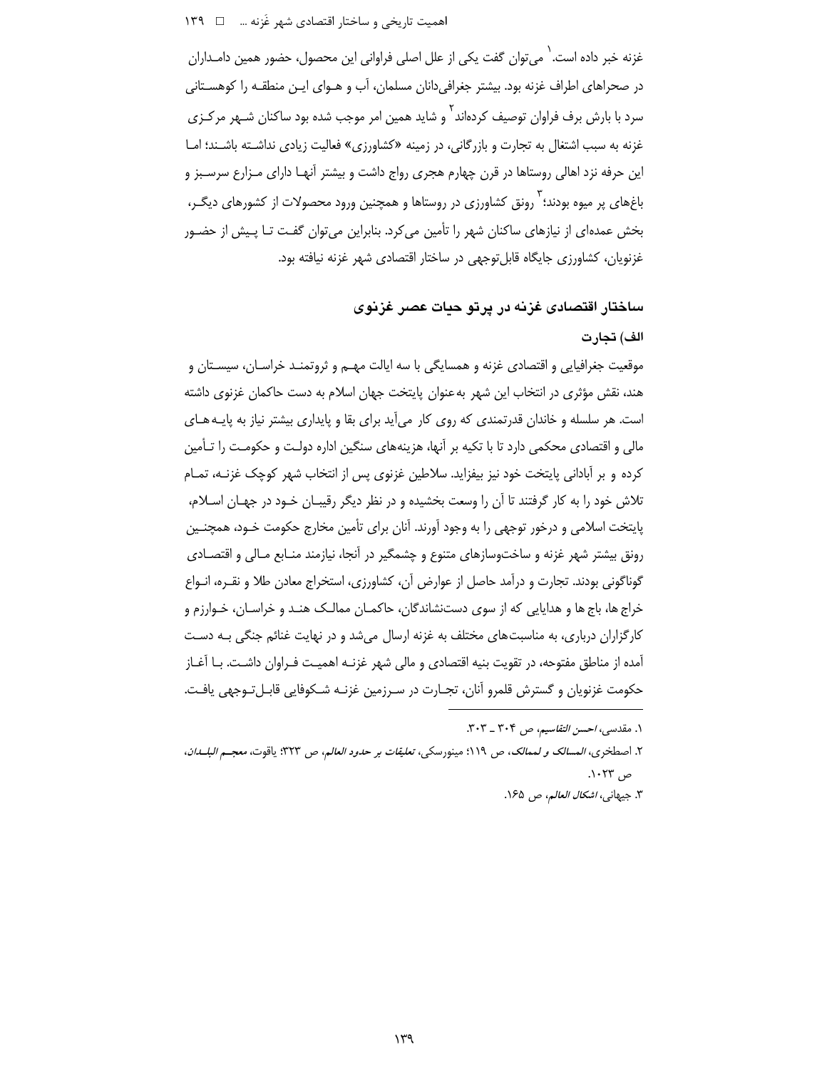غزنه خبر داده است.[1] می‌توان گفت یکی از علل اصلی فراوانی این محصول، حضور همین دامداران در صحراهای اطراف غزنه بود. بیشتر جغرافی‌دانان مسلمان، آب و هوای این منطقه را کوهستانی سرد با بارش برف فراوان توصیف کرده‌اند[2] و شاید همین امر موجب شده بود ساکنان شهر مرکزی غزنه به سبب اشتغال به تجارت و بازرگانی، در زمینه «کشاورزی» فعالیت زیادی نداشته باشند؛ اما این حرفه نزد اهالی روستاها در قرن چهارم هجری رواج داشت و بیشتر آنها دارای مزارع سرسبز و باغ‌های پر میوه بودند؛[3] رونق کشاورزی در روستاها و همچنین ورود محصولات از کشورهای دیگر، بخش عمده‌ای از نیازهای ساکنان شهر را تأمین می‌کرد. بنابراین می‌توان گفت تا پیش از حضور غزنویان، کشاورزی جایگاه قابل‌توجهی در ساختار اقتصادی شهر غزنه نیافته بود.

## ساختار اقتصادی غزنه در پرتو حیات عصر غزنوی

### الف) تجارت

موقعیت جغرافیایی و اقتصادی غزنه و همسایگی با سه ایالت مهم و ثروتمند خراسان، سیستان و هند، نقش مؤثری در انتخاب این شهر به‌عنوان پایتخت جهان اسلام به دست حاکمان غزنوی داشته است. هر سلسله و خاندان قدرتمندی که روی کار می‌آید برای بقا و پایداری بیشتر نیاز به پایه‌های مالی و اقتصادی محکمی دارد تا با تکیه بر آنها، هزینه‌های سنگین اداره دولت و حکومت را تأمین کرده و بر آبادانی پایتخت خود نیز بیفزاید. سلاطین غزنوی پس از انتخاب شهر کوچک غزنه، تمام تلاش خود را به کار گرفتند تا آن را وسعت بخشیده و در نظر دیگر رقیبان خود در جهان اسلام، پایتخت اسلامی و درخور توجهی را به وجود آورند. آنان برای تأمین مخارج حکومت خود، همچنین رونق بیشتر شهر غزنه و ساخت‌وسازهای متنوع و چشمگیر در آنجا، نیازمند منابع مالی و اقتصادی گوناگونی بودند. تجارت و درآمد حاصل از عوارض آن، کشاورزی، استخراج معادن طلا و نقره، انواع خراج ها، باج ها و هدایایی که از سوی دست‌نشاندگان، حاکمان ممالک هند و خراسان، خوارزم و کارگزاران درباری، به مناسبت‌های مختلف به غزنه ارسال می‌شد و در نهایت غنائم جنگی به دست آمده از مناطق مفتوحه، در تقویت بنیه اقتصادی و مالی شهر غزنه اهمیت فراوان داشت. با آغاز حکومت غزنویان و گسترش قلمرو آنان، تجارت در سرزمین غزنه شکوفایی قابل‌توجهی یافت.

---

۱. مقدسی، *احسن التقاسیم*، ص ۳۰۴ ـ ۳۰۳.

۲. اصطخری، *المسالک و لممالک*، ص ۱۱۹؛ مینورسکی، *تعلیقات بر حدود العالم*، ص ۳۲۳؛ یاقوت، *معجم البلدان*، ص ۱۰۲۳.

۳. جیهانی، *اشکال العالم*، ص ۱۶۵.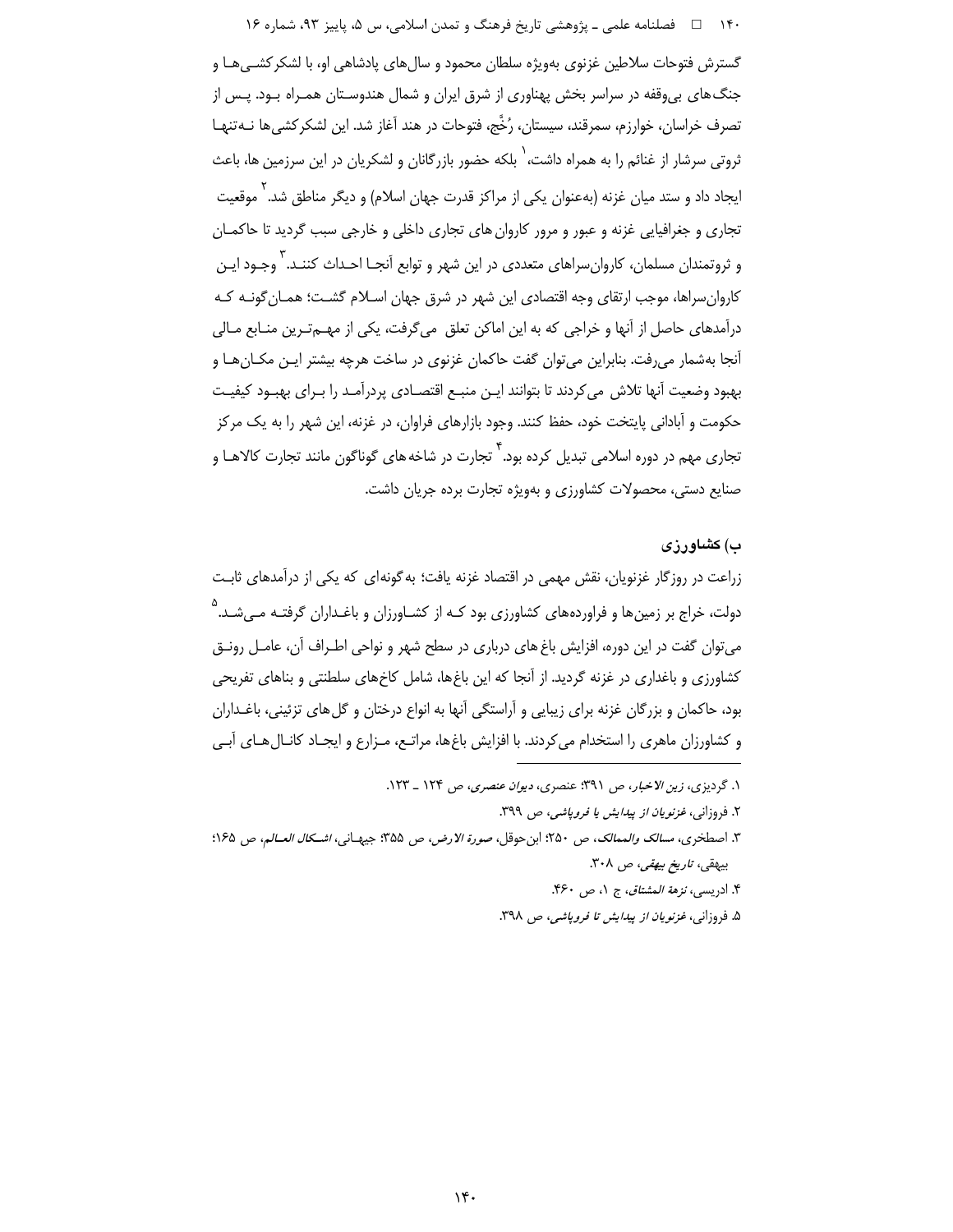گسترش فتوحات سلاطین غزنوی به‌ویژه سلطان محمود و سال‌های پادشاهی او، با لشکرکشی‌ها و جنگ‌های بی‌وقفه در سراسر بخش پهناوری از شرق ایران و شمال هندوستان همراه بود. پس از تصرف خراسان، خوارزم، سمرقند، سیستان، رُخَّج، فتوحات در هند آغاز شد. این لشکرکشی‌ها نه‌تنها ثروتی سرشار از غنائم را به همراه داشت،[1] بلکه حضور بازرگانان و لشکریان در این سرزمین ها، باعث ایجاد داد و ستد میان غزنه (به‌عنوان یکی از مراکز قدرت جهان اسلام) و دیگر مناطق شد.[2] موقعیت تجاری و جغرافیایی غزنه و عبور و مرور کاروان های تجاری داخلی و خارجی سبب گردید تا حاکمان و ثروتمندان مسلمان، کاروان‌سراهای متعددی در این شهر و توابع آنجا احداث کنند.[3] وجود این کاروان‌سراها، موجب ارتقای وجه اقتصادی این شهر در شرق جهان اسلام گشت؛ همان‌گونه که درآمدهای حاصل از آنها و خراجی که به این اماکن تعلق می‌گرفت، یکی از مهم‌ترین منابع مالی آنجا به‌شمار می‌رفت. بنابراین می‌توان گفت حاکمان غزنوی در ساخت هرچه بیشتر این مکان‌ها و بهبود وضعیت آنها تلاش می‌کردند تا بتوانند این منبع اقتصادی پردرآمد را برای بهبود کیفیت حکومت و آبادانی پایتخت خود، حفظ کنند. وجود بازارهای فراوان، در غزنه، این شهر را به یک مرکز تجاری مهم در دوره اسلامی تبدیل کرده بود.[4] تجارت در شاخه های گوناگون مانند تجارت کالاها و صنایع دستی، محصولات کشاورزی و به‌ویژه تجارت برده جریان داشت.

### ب) کشاورزی

زراعت در روزگار غزنویان، نقش مهمی در اقتصاد غزنه یافت؛ به‌گونه‌ای که یکی از درآمدهای ثابت دولت، خراج بر زمین‌ها و فراورده‌های کشاورزی بود که از کشاورزان و باغداران گرفته می‌شد.[5] می‌توان گفت در این دوره، افزایش باغ های درباری در سطح شهر و نواحی اطراف آن، عامل رونق کشاورزی و باغداری در غزنه گردید. از آنجا که این باغ‌ها، شامل کاخ‌های سلطنتی و بناهای تفریحی بود، حاکمان و بزرگان غزنه برای زیبایی و آراستگی آنها به انواع درختان و گل های تزئینی، باغداران و کشاورزان ماهری را استخدام می‌کردند. با افزایش باغ‌ها، مراتع، مزارع و ایجاد کانال‌های آبی

---

۱. گردیزی، *زین الاخبار*، ص ۳۹۱؛ عنصری، *دیوان عنصری*، ص ۱۲۴ ـ ۱۲۳.

۲. فروزانی، *غزنویان از پیدایش یا فروپاشی*، ص ۳۹۹.

۳. اصطخری، *مسالک والممالک*، ص ۲۵۰؛ ابن‌حوقل، *صورة الارض*، ص ۳۵۵؛ جیهانی، *اشکال العالم*، ص ۱۶۵؛ بیهقی، *تاریخ بیهقی*، ص ۳۰۸.

۴. ادریسی، *نزهة المشتاق*، ج ۱، ص ۴۶۰.

۵. فروزانی، *غزنویان از پیدایش تا فروپاشی*، ص ۳۹۸.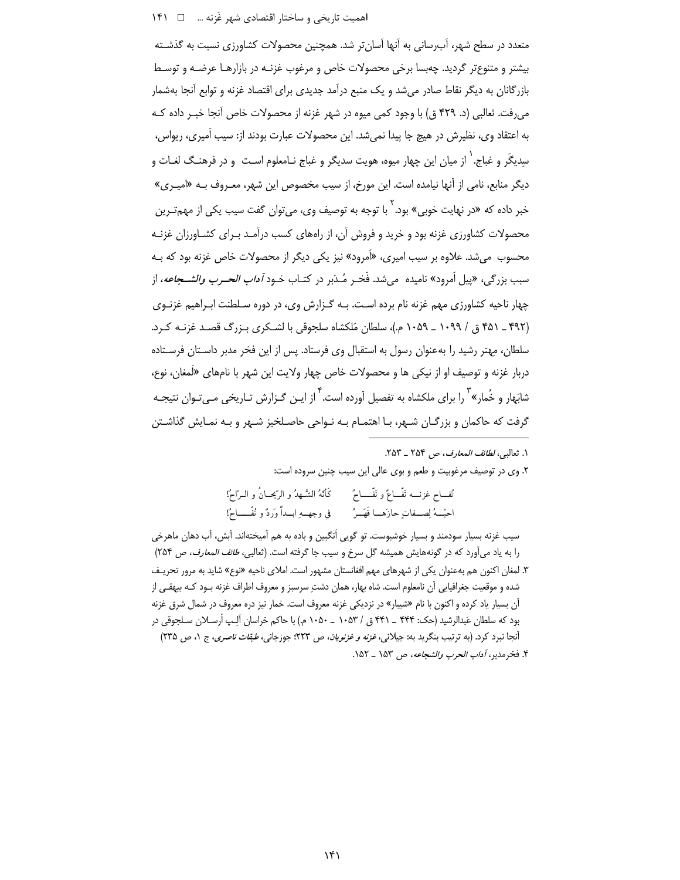متعدد در سطح شهر، آب‌رسانی به آنها آسان‌تر شد. همچنین محصولات کشاورزی نسبت به گذشته بیشتر و متنوع‌تر گردید. چه‌بسا برخی محصولات خاص و مرغوب غزنه در بازارها عرضه و توسط بازرگانان به دیگر نقاط صادر می‌شد و یک منبع درآمد جدیدی برای اقتصاد غزنه و توابع آنجا به‌شمار می‌رفت. ثعالبی (د. ۴۲۹ ق) با وجود کمی میوه در شهر غزنه از محصولات خاص آنجا خبر داده که به اعتقاد وی، نظیرش در هیچ جا پیدا نمی‌شد. این محصولات عبارت بودند از: سیب اَمیری، ریواس، سِدیگَر و غباج.[1] از میان این چهار میوه، هویت سدیگر و غباج نامعلوم است و در فرهنگ لغات و دیگر منابع، نامی از آنها نیامده است. این مورخ، از سیب مخصوص این شهر، معروف به «امیری» خبر داده که «در نهایت خوبی» بود.[2] با توجه به توصیف وی، می‌توان گفت سیب یکی از مهم‌ترین محصولات کشاورزی غزنه بود و خرید و فروش آن، از راه‌های کسب درآمد برای کشاورزان غزنه محسوب می‌شد. علاوه بر سیب امیری، «اَمرود» نیز یکی دیگر از محصولات خاص غزنه بود که به سبب بزرگی، «پیل اَمرود» نامیده می‌شد. فَخر مُدَبر در کتاب خود *آداب الحرب والشجاعه*، از چهار ناحیه کشاورزی مهم غزنه نام برده است. به گزارش وی، در دوره سلطنت ابراهیم غزنوی (۴۹۲ ـ ۴۵۱ ق / ۱۰۹۹ ـ ۱۰۵۹ م.)، سلطان مَلکشاه سلجوقی با لشکری بزرگ قصد غزنه کرد. سلطان، مِهتر رشید را به‌عنوان رسول به استقبال وی فرستاد. پس از این فخر مدبر داستان فرستاده دربار غزنه و توصیف او از نیکی ها و محصولات خاص چهار ولایت این شهر با نام‌های «لَمغان، نوع، شابَهار و خُمار»[3] را برای ملکشاه به تفصیل آورده است.[4] از این گزارش تاریخی می‌توان نتیجه گرفت که حاکمان و بزرگان شهر، با اهتمام به نواحی حاصلخیز شهر و به نمایش گذاشتن

---

۱. ثعالبی، *لطائف المعارف*، ص ۲۵۴ ـ ۲۵۳.

۲. وی در توصیف مرغوبیت و طعم و بوی عالی این سیب چنین سروده است:

تُفـاح غزنــه نَفّــاعٌ و نَفّـــاحُ — كَأنّهُ الشَّـهدُ و الرِّيحـانُ و الـرّاحُ!

احبّــهُ لِصــفاتٍ حازَهــا فَهَــرُ — في وجهــهِ ابــداً وَردٌ و تُفّـــاحُ!

سیب غزنه بسیار سودمند و بسیار خوشبوست. تو گویی اَنگبین و باده به هم آمیخته‌اند. آبش، آب دهان ماهرخی را به یاد می‌آورد که در گونه‌هایش همیشه گل سرخ و سیب جا گرفته است. (ثعالبی، *طائف المعارف*، ص ۲۵۴)

۳. لمغان اکنون هم به‌عنوان یکی از شهرهای مهم افغانستان مشهور است. املای ناحیه «نوع» شاید به مرور تحریف شده و موقعیت جغرافیایی آن نامعلوم است. شاه بهار، همان دشتِ سرسبز و معروف اطراف غزنه بود که بیهقی از آن بسیار یاد کرده و اکنون با نام «شیبار» در نزدیکی غزنه معروف است. خمار نیز دره معروف در شمال شرق غزنه بود که سلطان عَبدالرشید (حک: ۴۴۴ ـ ۴۴۱ ق / ۱۰۵۳ ـ ۱۰۵۰ م.) با حاکم خراسان اَلپ اَرسلان سلجوقی در آنجا نبرد کرد. (به ترتیب بنگرید به: جیلانی، *غزنه و غزنویان*، ص ۲۲۳؛ جوزجانی، *طبقات ناصری*، ج ۱، ص ۲۳۵)

۴. فخرمدبر، *آداب الحرب والشجاعه*، ص ۱۵۳ ـ ۱۵۲.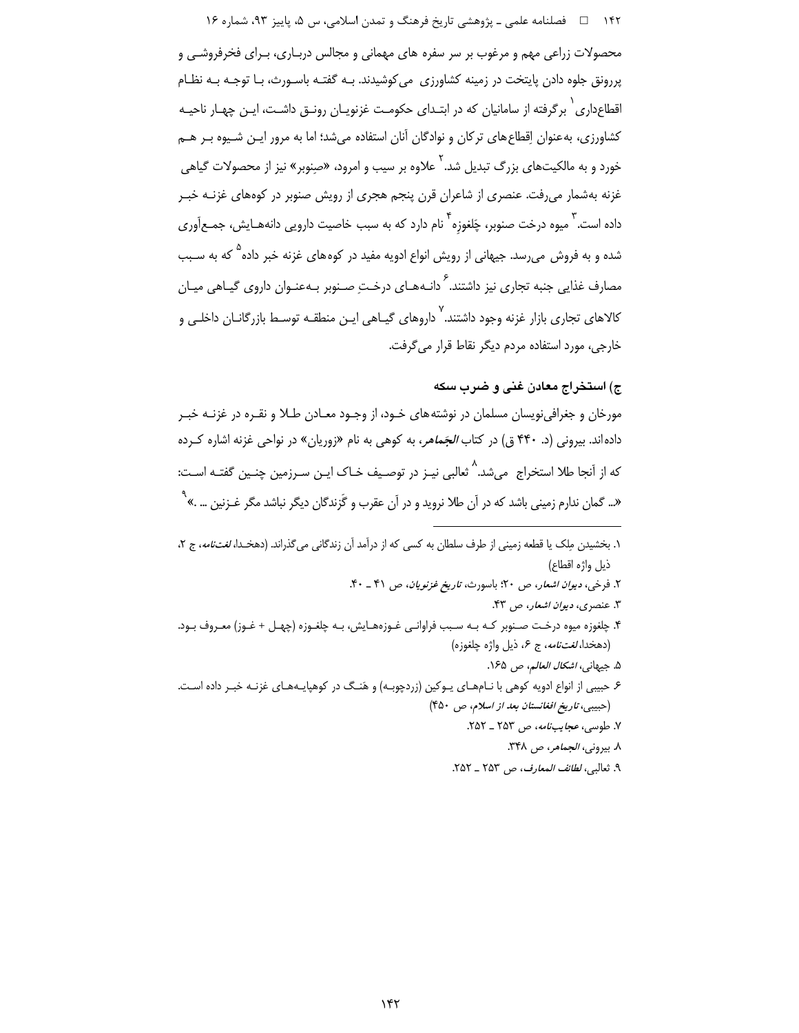محصولات زراعی مهم و مرغوب بر سر سفره های مهمانی و مجالس درباری، برای فخرفروشی و پررونق جلوه دادن پایتخت در زمینه کشاورزی می‌کوشیدند. به گفته باسورث، با توجه به نظام اقطاع‌داری[1] برگرفته از سامانیان که در ابتدای حکومت غزنویان رونق داشت، این چهار ناحیه کشاورزی، به‌عنوان اِقطاع‌های ترکان و نوادگان آنان استفاده می‌شد؛ اما به مرور این شیوه بر هم خورد و به مالکیت‌های بزرگ تبدیل شد.[2] علاوه بر سیب و امرود، «صِنوبر» نیز از محصولات گیاهی غزنه به‌شمار می‌رفت. عنصری از شاعران قرن پنجم هجری از رویش صنوبر در کوه‌های غزنه خبر داده است.[3] میوه درخت صنوبر، چَلغوزِه[4] نام دارد که به سبب خاصیت دارویی دانه‌هایش، جمع‌آوری شده و به فروش می‌رسد. جیهانی از رویش انواع ادویه مفید در کوه‌های غزنه خبر داده[5] که به سبب مصارف غذایی جنبه تجاری نیز داشتند.[6] دانه‌های درختِ صنوبر به‌عنوان داروی گیاهی میان کالاهای تجاری بازار غزنه وجود داشتند.[7] داروهای گیاهی این منطقه توسط بازرگانان داخلی و خارجی، مورد استفاده مردم دیگر نقاط قرار می‌گرفت.

### ج) استخراج معادن غنی و ضرب سکه

مورخان و جغرافی‌نویسان مسلمان در نوشته‌های خود، از وجود معادن طلا و نقره در غزنه خبر داده‌اند. بیرونی (د. ۴۴۰ ق) در کتاب *الجَماهر*، به کوهی به نام «زوریان» در نواحی غزنه اشاره کرده که از آنجا طلا استخراج می‌شد.[8] ثعالبی نیز در توصیف خاک این سرزمین چنین گفته است: «... گمان ندارم زمینی باشد که در آن طلا نروید و در آن عقرب و گَزندگان دیگر نباشد مگر غزنین ... .»[9]

---

۱. بخشیدن مِلک یا قطعه زمینی از طرف سلطان به کسی که از درآمد آن زندگانی می‌گذراند. (دهخدا، *لغت‌نامه*، ج ۲، ذیل واژه اقطاع)

۲. فرخی، *دیوان اشعار*، ص ۲۰؛ باسورث، *تاریخ غزنویان*، ص ۴۱ ـ ۴۰.

۳. عنصری، *دیوان اشعار*، ص ۴۳.

۴. چلغوزه میوه درخت صنوبر که به سبب فراوانی غوزه‌هایش، به چلغوزه (چهل + غوز) معروف بود. (دهخدا، *لغت‌نامه*، ج ۶، ذیل واژه چلغوزه)

۵. جیهانی، *اشکال العالم*، ص ۱۶۵.

۶. حبیبی از انواع ادویه کوهی با نام‌های یوکین (زردچوبه) و هَنگ در کوهپایه‌های غزنه خبر داده است. (حبیبی، *تاریخ افغانستان بعد از اسلام*، ص ۴۵۰)

۷. طوسی، *عجایب‌نامه*، ص ۲۵۳ ـ ۲۵۲.

۸. بیرونی، *الجماهر*، ص ۳۴۸.

۹. ثعالبی، *لطائف المعارف*، ص ۲۵۳ ـ ۲۵۲.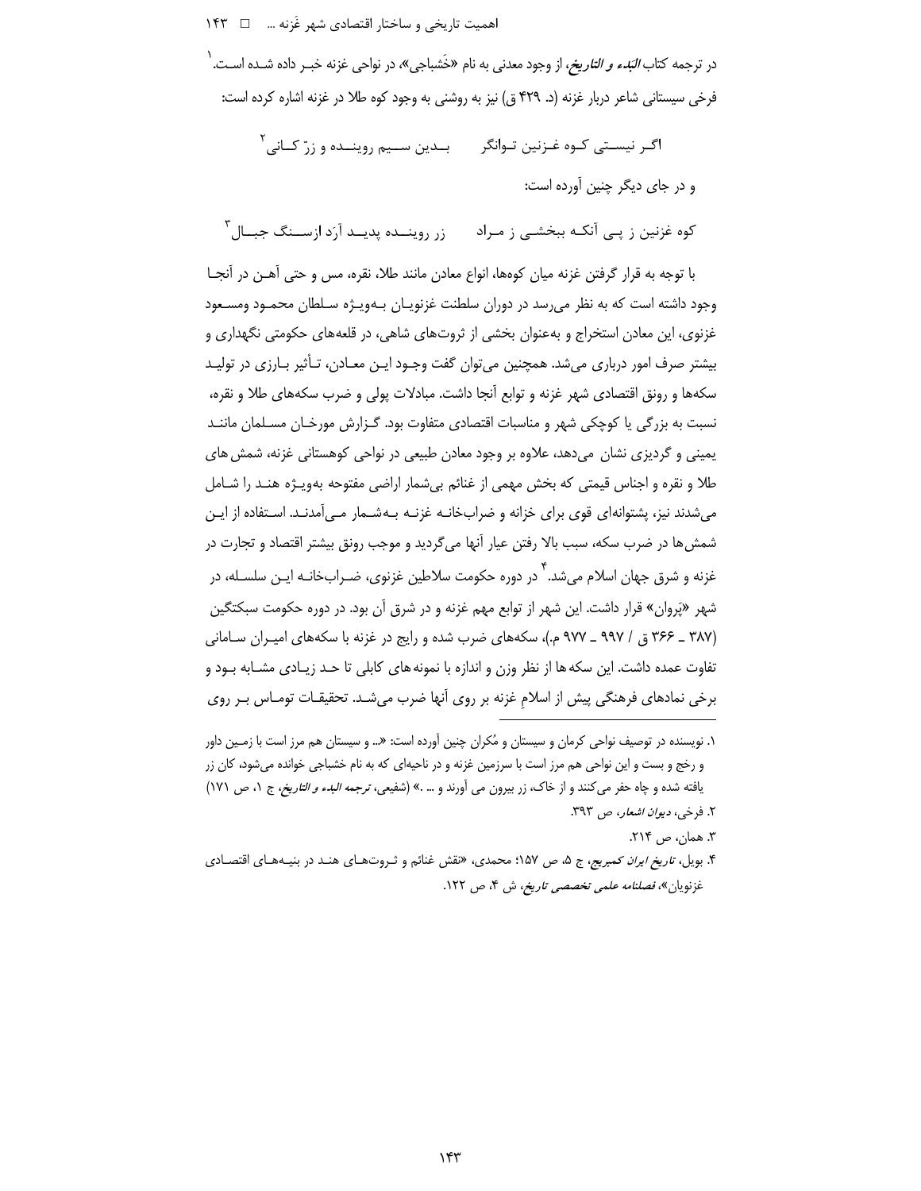در ترجمه کتاب *البدء و التاریخ*، از وجود معدنی به نام «خَشباجی»، در نواحی غزنه خبـر داده شـده اسـت.[1] فرخی سیستانی شاعر دربار غزنه (د. ۴۲۹ ق) نیز به روشنی به وجود کوه طلا در غزنه اشاره کرده است:

اگـر نیسـتی کـوه غـزنین تـوانگر بـدین سـیم روینـده و زرّ کـانی[2]

و در جای دیگر چنین آورده است:

کوه غزنین ز پـی آنکـه ببخشـی ز مـراد زر روینـده پدیـد آرَد ازسـنگ جبـال[3]

با توجه به قرار گرفتن غزنه میان کوه‌ها، انواع معادن مانند طلا، نقره، مس و حتی آهـن در آنجـا وجود داشته است که به نظر می‌رسد در دوران سلطنت غزنویـان بـه‌ویـژه سـلطان محمـود ومسـعود غزنوی، این معادن استخراج و به‌عنوان بخشی از ثروت‌های شاهی، در قلعه‌های حکومتی نگهداری و بیشتر صرف امور درباری می‌شد. همچنین می‌توان گفت وجـود ایـن معـادن، تـأثیر بـارزی در تولیـد سکه‌ها و رونق اقتصادی شهر غزنه و توابع آنجا داشت. مبادلات پولی و ضرب سکه‌های طلا و نقره، نسبت به بزرگی یا کوچکی شهر و مناسبات اقتصادی متفاوت بود. گـزارش مورخـان مسـلمان ماننـد یمینی و گردیزی نشان می‌دهد، علاوه بر وجود معادن طبیعی در نواحی کوهستانی غزنه، شمش‌های طلا و نقره و اجناس قیمتی که بخش مهمی از غنائم بی‌شمار اراضی مفتوحه به‌ویـژه هنـد را شـامل می‌شدند نیز، پشتوانه‌ای قوی برای خزانه و ضراب‌خانـه غزنـه بـه‌شـمار مـی‌آمدنـد. اسـتفاده از ایـن شمش‌ها در ضرب سکه، سبب بالا رفتن عیار آنها می‌گردید و موجب رونق بیشتر اقتصاد و تجارت در غزنه و شرق جهان اسلام می‌شد.[4] در دوره حکومت سلاطین غزنوی، ضـراب‌خانـه ایـن سلسـله، در شهر «پَروان» قرار داشت. این شهر از توابع مهم غزنه و در شرق آن بود. در دوره حکومت سبکتگین (۳۸۷ ـ ۳۶۶ ق / ۹۹۷ ـ ۹۷۷ م.)، سکه‌های ضرب شده و رایج در غزنه با سکه‌های امیـران سـامانی تفاوت عمده داشت. این سکه‌ها از نظر وزن و اندازه با نمونه‌های کابلی تا حـد زیـادی مشـابه بـود و برخی نمادهای فرهنگی پیش از اسلامِ غزنه بر روی آنها ضرب می‌شـد. تحقیقـات تومـاس بـر روی

---

۱. نویسنده در توصیف نواحی کرمان و سیستان و مُکران چنین آورده است: «... و سیستان هم مرز است با زمـین داور و رخج و بست و این نواحی هم مرز است با سرزمین غزنه و در ناحیه‌ای که به نام خشباجی خوانده می‌شود، کان زر یافته شده و چاه حفر می‌کنند و از خاک، زر بیرون می آورند و ... .» (شفیعی، *ترجمه البدء و التاریخ*، ج ۱، ص ۱۷۱)

۲. فرخی، *دیوان اشعار*، ص ۳۹۳.

۳. همان، ص ۲۱۴.

۴. بویل، *تاریخ ایران کمبریج*، ج ۵، ص ۱۵۷؛ محمدی، «نقش غنائم و ثـروت‌هـای هنـد در بنیـه‌هـای اقتصـادی غزنویان»، *فصلنامه علمی تخصصی تاریخ*، ش ۴، ص ۱۲۲.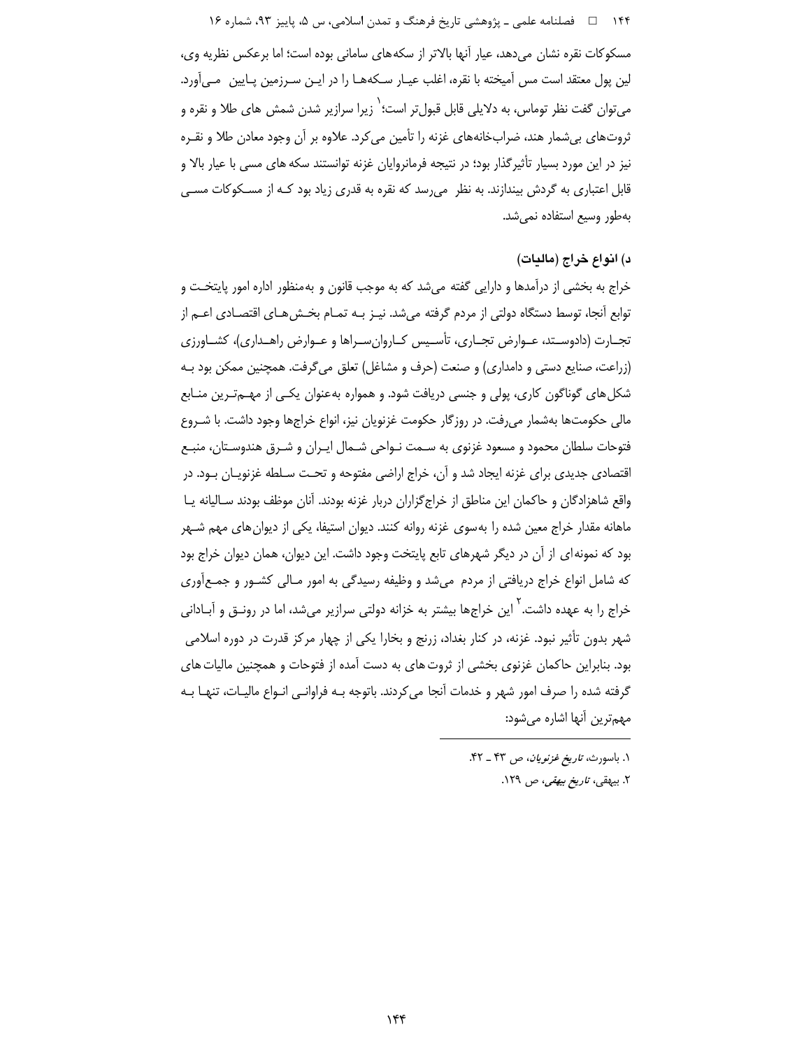مسکوکات نقره نشان می‌دهد، عیار آنها بالاتر از سکه‌های سامانی بوده است؛ اما برعکس نظریه وی، لین پول معتقد است مس آمیخته با نقره، اغلب عیار سکه‌ها را در این سرزمین پایین می‌آورد. می‌توان گفت نظر توماس، به دلایلی قابل قبول‌تر است؛[1] زیرا سرازیر شدن شمش های طلا و نقره و ثروت‌های بی‌شمار هند، ضرابخانه‌های غزنه را تأمین می‌کرد. علاوه بر آن وجود معادن طلا و نقره نیز در این مورد بسیار تأثیرگذار بود؛ در نتیجه فرمانروایان غزنه توانستند سکه های مسی با عیار بالا و قابل اعتباری به گردش بیندازند. به نظر می‌رسد که نقره به قدری زیاد بود که از مسکوکات مسی به‌طور وسیع استفاده نمی‌شد.

### د) انواع خراج (مالیات)

خراج به بخشی از درآمدها و دارایی گفته می‌شد که به موجب قانون و به‌منظور اداره امور پایتخت و توابع آنجا، توسط دستگاه دولتی از مردم گرفته می‌شد. نیز به تمام بخش‌های اقتصادی اعم از تجارت (دادوستد، عوارض تجاری، تأسیس کاروان‌سراها و عوارض راهداری)، کشاورزی (زراعت، صنایع دستی و دامداری) و صنعت (حرف و مشاغل) تعلق می‌گرفت. همچنین ممکن بود به شکل‌های گوناگون کاری، پولی و جنسی دریافت شود. و همواره به‌عنوان یکی از مهم‌ترین منابع مالی حکومت‌ها به‌شمار می‌رفت. در روزگار حکومت غزنویان نیز، انواع خراج‌ها وجود داشت. با شروع فتوحات سلطان محمود و مسعود غزنوی به سمت نواحی شمال ایران و شرق هندوستان، منبع اقتصادی جدیدی برای غزنه ایجاد شد و آن، خراج اراضی مفتوحه و تحت سلطه غزنویان بود. در واقع شاهزادگان و حاکمان این مناطق از خراج‌گزاران دربار غزنه بودند. آنان موظف بودند سالیانه یا ماهانه مقدار خراج معین شده را به‌سوی غزنه روانه کنند. دیوان استیفا، یکی از دیوان‌های مهم شهر بود که نمونه‌ای از آن در دیگر شهرهای تابع پایتخت وجود داشت. این دیوان، همان دیوان خراج بود که شامل انواع خراج دریافتی از مردم می‌شد و وظیفه رسیدگی به امور مالی کشور و جمع‌آوری خراج را به عهده داشت.[2] این خراج‌ها بیشتر به خزانه دولتی سرازیر می‌شد، اما در رونق و آبادانی شهر بدون تأثیر نبود. غزنه، در کنار بغداد، زرنج و بخارا یکی از چهار مرکز قدرت در دوره اسلامی بود. بنابراین حاکمان غزنوی بخشی از ثروت‌های به دست آمده از فتوحات و همچنین مالیات‌های گرفته شده را صرف امور شهر و خدمات آنجا می‌کردند. باتوجه به فراوانی انواع مالیات، تنها به مهم‌ترین آنها اشاره می‌شود:

---

۱. باسورث، *تاریخ غزنویان*، ص ۴۳ ـ ۴۲.

۲. بیهقی، *تاریخ بیهقی*، ص ۱۲۹.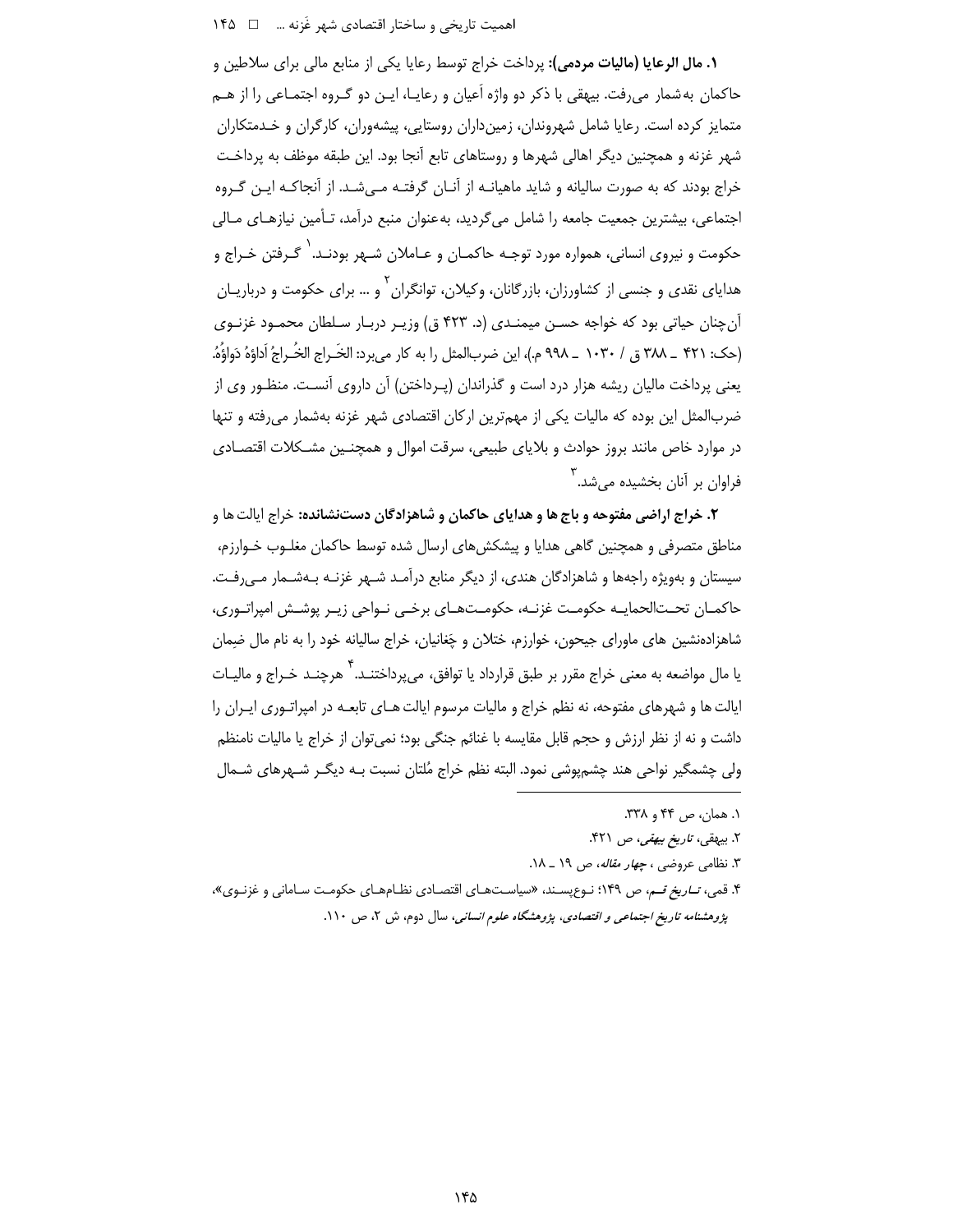**۱. مال الرعایا (مالیات مردمی):** پرداخت خراج توسط رعایا یکی از منابع مالی برای سلاطین و حاکمان به‌شمار می‌رفت. بیهقی با ذکر دو واژه اَعیان و رعایا، این دو گروه اجتماعی را از هم متمایز کرده است. رعایا شامل شهروندان، زمین‌داران روستایی، پیشه‌وران، کارگران و خدمتکاران شهر غزنه و همچنین دیگر اهالی شهرها و روستاهای تابع آنجا بود. این طبقه موظف به پرداخت خراج بودند که به صورت سالیانه و شاید ماهیانه از آنان گرفته می‌شد. از آنجاکه این گروه اجتماعی، بیشترین جمعیت جامعه را شامل می‌گردید، به‌عنوان منبع درآمد، تأمین نیازهای مالی حکومت و نیروی انسانی، همواره مورد توجه حاکمان و عاملان شهر بودند.[1] گرفتن خراج و هدایای نقدی و جنسی از کشاورزان، بازرگانان، وکیلان، توانگران[2] و ... برای حکومت و درباریان آن‌چنان حیاتی بود که خواجه حسن میمندی (د. ۴۲۳ ق) وزیر دربار سلطان محمود غزنوی (حک: ۴۲۱ ـ ۳۸۸ ق / ۱۰۳۰ ـ ۹۹۸ م.)، این ضرب‌المثل را به کار می‌برد: الخَراج الخُراجُ اَداؤهُ دَواؤُهُ. یعنی پرداخت مالیان ریشه هزار درد است و گذراندن (پرداختن) آن داروی آنست. منظور وی از ضرب‌المثل این بوده که مالیات یکی از مهم‌ترین ارکان اقتصادی شهر غزنه به‌شمار می‌رفته و تنها در موارد خاص مانند بروز حوادث و بلایای طبیعی، سرقت اموال و همچنین مشکلات اقتصادی فراوان بر آنان بخشیده می‌شد.[3]

**۲. خراج اراضی مفتوحه و باج ها و هدایای حاکمان و شاهزادگان دست‌نشانده:** خراج ایالت ها و مناطق متصرفی و همچنین گاهی هدایا و پیشکش‌های ارسال شده توسط حاکمان مغلوب خوارزم، سیستان و به‌ویژه راجه‌ها و شاهزادگان هندی، از دیگر منابع درآمد شهر غزنه به‌شمار می‌رفت. حاکمان تحت‌الحمایه حکومت غزنه، حکومت‌های برخی نواحی زیر پوشش امپراتوری، شاهزاده‌نشین های ماورای جیحون، خوارزم، ختلان و چَغانیان، خراج سالیانه خود را به نام مال ضِمان یا مال مواضعه به معنی خراج مقرر بر طبق قرارداد یا توافق، می‌پرداختند.[4] هرچند خراج و مالیات ایالت ها و شهرهای مفتوحه، نه نظم خراج و مالیات مرسوم ایالت های تابعه در امپراتوری ایران را داشت و نه از نظر ارزش و حجم قابل مقایسه با غنائم جنگی بود؛ نمی‌توان از خراج یا مالیات نامنظم ولی چشمگیر نواحی هند چشم‌پوشی نمود. البته نظم خراج مُلتان نسبت به دیگر شهرهای شمال

---

۱. همان، ص ۴۴ و ۳۳۸.

۲. بیهقی، *تاریخ بیهقی*، ص ۴۲۱.

۳. نظامی عروضی ، *چهار مقاله*، ص ۱۹ ـ ۱۸.

۴. قمی، *تاریخ قم*، ص ۱۴۹؛ نوع‌پسند، «سیاست‌های اقتصادی نظام‌های حکومت سامانی و غزنوی»، *پژوهشنامه تاریخ اجتماعی و اقتصادی، پژوهشگاه علوم انسانی*، سال دوم، ش ۲، ص ۱۱۰.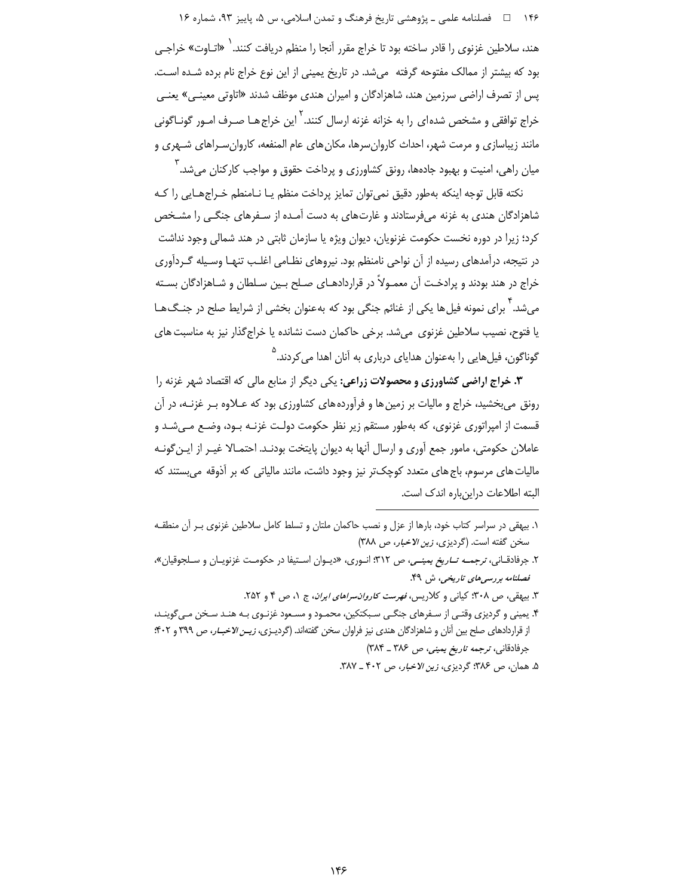هند، سلاطین غزنوی را قادر ساخته بود تا خراج مقرر آنجا را منظم دریافت کنند.[1] «اتـاوت» خراجـی بود که بیشتر از ممالک مفتوحه گرفته می‌شد. در تاریخ یمینی از این نوع خراج نام برده شـده اسـت. پس از تصرف اراضی سرزمین هند، شاهزادگان و امیران هندی موظف شدند «اتاوتی معینـی» یعنـی خراج توافقی و مشخص شده‌ای را به خزانه غزنه ارسال کنند.[2] این خراج‌هـا صـرف امـور گونـاگونی مانند زیباسازی و مرمت شهر، احداث کاروان‌سرها، مکان‌های عام المنفعه، کاروان‌سـراهای شـهری و میان راهی، امنیت و بهبود جاده‌ها، رونق کشاورزی و پرداخت حقوق و مواجب کارکنان می‌شد.[3]

نکته قابل توجه اینکه به‌طور دقیق نمی‌توان تمایز پرداخت منظم یـا نـامنظم خـراج‌هـایی را کـه شاهزادگان هندی به غزنه می‌فرستادند و غارت‌های به دست آمـده از سـفرهای جنگـی را مشـخص کرد؛ زیرا در دوره نخست حکومت غزنویان، دیوان ویژه یا سازمان ثابتی در هند شمالی وجود نداشت در نتیجه، درآمدهای رسیده از آن نواحی نامنظم بود. نیروهای نظـامی اغلـب تنهـا وسـیله گـردآوری خراج در هند بودند و پرداخـت آن معمـولاً در قراردادهـای صـلح بـین سـلطان و شـاهزادگان بسـته می‌شد.[4] برای نمونه فیل‌ها یکی از غنائم جنگی بود که به‌عنوان بخشی از شرایط صلح در جنـگ‌هـا یا فتوح، نصیب سلاطین غزنوی می‌شد. برخی حاکمان دست نشانده یا خراج‌گذار نیز به مناسبت‌های گوناگون، فیل‌هایی را به‌عنوان هدایای درباری به آنان اهدا می‌کردند.[5]

**۳. خراج اراضی کشاورزی و محصولات زراعی:** یکی دیگر از منابع مالی که اقتصاد شهر غزنه را رونق می‌بخشید، خراج و مالیات بر زمین‌ها و فرآورده‌های کشاورزی بود که عـلاوه بـر غزنـه، در آن قسمت از امپراتوری غزنوی، که به‌طور مستقیم زیر نظر حکومت دولـت غزنـه بـود، وضـع مـی‌شـد و عاملان حکومتی، مامور جمع آوری و ارسال آنها به دیوان پایتخت بودنـد. احتمـالا غیـر از ایـن‌گونـه مالیات‌های مرسوم، باج‌های متعدد کوچک‌تر نیز وجود داشت، مانند مالیاتی که بر آذوقه می‌بستند که البته اطلاعات دراین‌باره اندک است.

---

۱. بیهقی در سراسر کتاب خود، بارها از عزل و نصب حاکمان ملتان و تسلط کامل سلاطین غزنوی بـر آن منطقـه سخن گفته است. (گردیزی، *زین الاخبار*، ص ۳۸۸)

۲. جرفادقـانی، *ترجمـه تـاریخ یمینـی*، ص ۳۱۲؛ انـوری، «دیـوان اسـتیفا در حکومـت غزنویـان و سـلجوقیان»، *فصلنامه بررسی‌های تاریخی*، ش ۴۹.

۳. بیهقی، ص ۳۰۸؛ کیانی و کلاریس، *فهرست کاروان‌سراهای ایران*، ج ۱، ص ۴ و ۲۵۲.

۴. یمینی و گردیزی وقتـی از سـفرهای جنگـی سـبکتکین، محمـود و مسـعود غزنـوی بـه هنـد سـخن مـی‌گوینـد، از قراردادهای صلح بین آنان و شاهزادگان هندی نیز فراوان سخن گفته‌اند. (گردیـزی، *زیـن الاخبـار*، ص ۳۹۹ و ۴۰۲؛ جرفادقانی، *ترجمه تاریخ یمینی*، ص ۳۸۶ ـ ۳۸۴)

۵. همان، ص ۳۸۶؛ گردیزی، *زین الاخبار*، ص ۴۰۲ ـ ۳۸۷.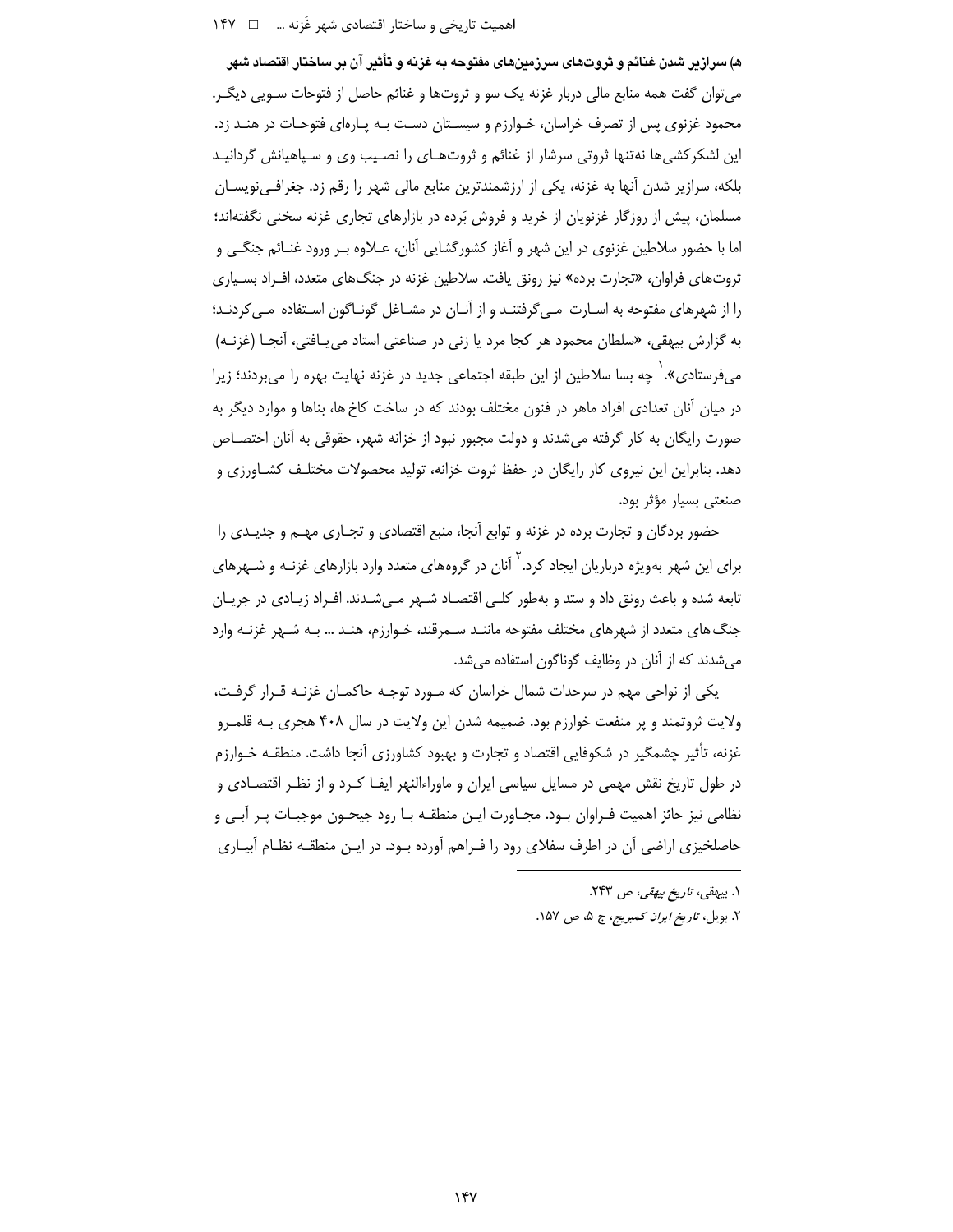**هـ) سرازیر شدن غنائم و ثروت‌های سرزمین‌های مفتوحه به غزنه و تأثیر آن بر ساختار اقتصاد شهر**

می‌توان گفت همه منابع مالی دربار غزنه یک سو و ثروت‌ها و غنائم حاصل از فتوحات سویی دیگر. محمود غزنوی پس از تصرف خراسان، خوارزم و سیستان دست به پاره‌ای فتوحات در هند زد. این لشکرکشی‌ها نه‌تنها ثروتی سرشار از غنائم و ثروت‌های را نصیب وی و سپاهیانش گردانید بلکه، سرازیر شدن آنها به غزنه، یکی از ارزشمندترین منابع مالی شهر را رقم زد. جغرافی‌نویسان مسلمان، پیش از روزگار غزنویان از خرید و فروش بَرده در بازارهای تجاری غزنه سخنی نگفته‌اند؛ اما با حضور سلاطین غزنوی در این شهر و آغاز کشورگشایی آنان، علاوه بر ورود غنائم جنگی و ثروت‌های فراوان، «تجارت برده» نیز رونق یافت. سلاطین غزنه در جنگ‌های متعدد، افراد بسیاری را از شهرهای مفتوحه به اسارت می‌گرفتند و از آنان در مشاغل گوناگون استفاده می‌کردند؛ به گزارش بیهقی، «سلطان محمود هر کجا مرد یا زنی در صناعتی استاد می‌یافتی، آنجا (غزنه) می‌فرستادی».[1] چه بسا سلاطین از این طبقه اجتماعی جدید در غزنه نهایت بهره را می‌بردند؛ زیرا در میان آنان تعدادی افراد ماهر در فنون مختلف بودند که در ساخت کاخ ها، بناها و موارد دیگر به صورت رایگان به کار گرفته می‌شدند و دولت مجبور نبود از خزانه شهر، حقوقی به آنان اختصاص دهد. بنابراین این نیروی کار رایگان در حفظ ثروت خزانه، تولید محصولات مختلف کشاورزی و صنعتی بسیار مؤثر بود.

حضور بردگان و تجارت برده در غزنه و توابع آنجا، منبع اقتصادی و تجاری مهم و جدیدی را برای این شهر به‌ویژه درباریان ایجاد کرد.[2] آنان در گروه‌های متعدد وارد بازارهای غزنه و شهرهای تابعه شده و باعث رونق داد و ستد و به‌طور کلی اقتصاد شهر می‌شدند. افراد زیادی در جریان جنگ های متعدد از شهرهای مختلف مفتوحه مانند سمرقند، خوارزم، هند ... به شهر غزنه وارد می‌شدند که از آنان در وظایف گوناگون استفاده می‌شد.

یکی از نواحی مهم در سرحدات شمال خراسان که مورد توجه حاکمان غزنه قرار گرفت، ولایت ثروتمند و پر منفعت خوارزم بود. ضمیمه شدن این ولایت در سال ۴۰۸ هجری به قلمرو غزنه، تأثیر چشمگیر در شکوفایی اقتصاد و تجارت و بهبود کشاورزی آنجا داشت. منطقه خوارزم در طول تاریخ نقش مهمی در مسایل سیاسی ایران و ماوراءالنهر ایفا کرد و از نظر اقتصادی و نظامی نیز حائز اهمیت فراوان بود. مجاورت این منطقه با رود جیحون موجبات پر آبی و حاصلخیزی اراضی آن در اطرف سفلای رود را فراهم آورده بود. در این منطقه نظام آبیاری

---

۱. بیهقی، *تاریخ بیهقی*، ص ۲۴۳.

۲. بویل، *تاریخ ایران کمبریج*، ج ۵، ص ۱۵۷.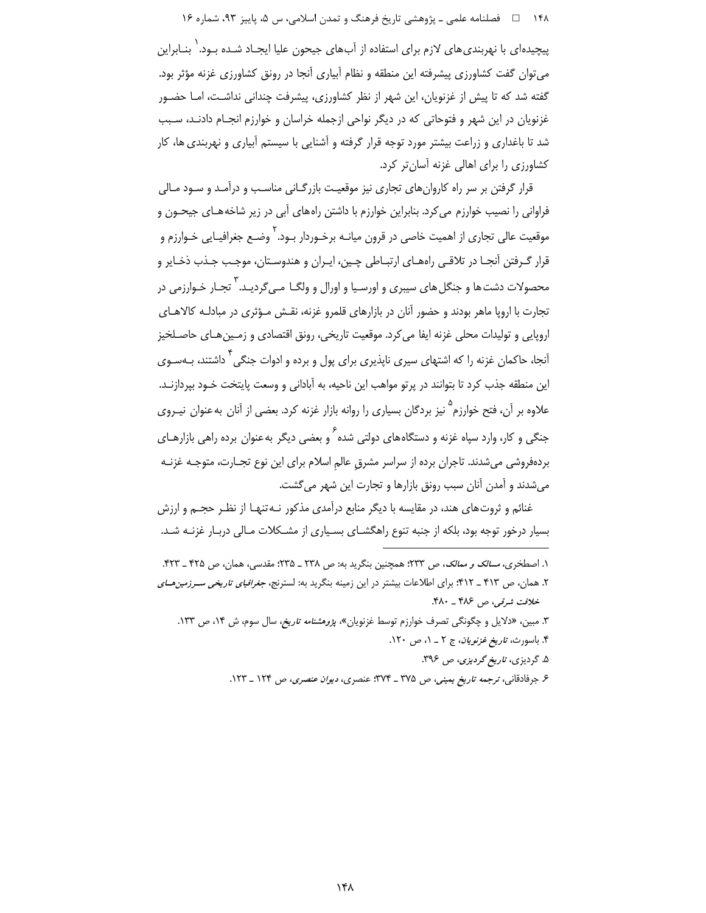پیچیده‌ای با نهربندی‌های لازم برای استفاده از آب‌های جیحون علیا ایجاد شده بود.[1] بنابراین می‌توان گفت کشاورزی پیشرفته این منطقه و نظام آبیاری آنجا در رونق کشاورزی غزنه مؤثر بود. گفته شد که تا پیش از غزنویان، این شهر از نظر کشاورزی، پیشرفت چندانی نداشت، اما حضور غزنویان در این شهر و فتوحاتی که در دیگر نواحی ازجمله خراسان و خوارزم انجام دادند، سبب شد تا باغداری و زراعت بیشتر مورد توجه قرار گرفته و آشنایی با سیستم آبیاری و نهربندی ها، کار کشاورزی را برای اهالی غزنه آسان‌تر کرد.

قرار گرفتن بر سر راه کاروان‌های تجاری نیز موقعیت بازرگانی مناسب و درآمد و سود مالی فراوانی را نصیب خوارزم می‌کرد. بنابراین خوارزم با داشتن راه‌های آبی در زیر شاخه‌های جیحون و موقعیت عالی تجاری از اهمیت خاصی در قرون میانه برخوردار بود.[2] وضع جغرافیایی خوارزم و قرار گرفتن آنجا در تلاقی راه‌های ارتباطی چین، ایران و هندوستان، موجب جذب ذخایر و محصولات دشت‌ها و جنگل‌های سیبری و اورسیا و اورال و ولگا می‌گردید.[3] تجار خوارزمی در تجارت با اروپا ماهر بودند و حضور آنان در بازارهای قلمرو غزنه، نقش مؤثری در مبادله کالاهای اروپایی و تولیدات محلی غزنه ایفا می‌کرد. موقعیت تاریخی، رونق اقتصادی و زمین‌های حاصلخیز آنجا، حاکمان غزنه را که اشتهای سیری ناپذیری برای پول و برده و ادوات جنگی[4] داشتند، به‌سوی این منطقه جذب کرد تا بتوانند در پرتو مواهب این ناحیه، به آبادانی و وسعت پایتخت خود بپردازند. علاوه بر آن، فتح خوارزم[5] نیز بردگان بسیاری را روانه بازار غزنه کرد. بعضی از آنان به‌عنوان نیروی جنگی و کار، وارد سپاه غزنه و دستگاه‌های دولتی شده[6] و بعضی دیگر به‌عنوان برده راهی بازارهای برده‌فروشی می‌شدند. تاجران برده از سراسر مشرقِ عالمِ اسلام برای این نوع تجارت، متوجه غزنه می‌شدند و آمدن آنان سبب رونق بازارها و تجارت این شهر می‌گشت.

غنائم و ثروت‌های هند، در مقایسه با دیگر منابع درآمدی مذکور نه‌تنها از نظر حجم و ارزش بسیار درخور توجه بود، بلکه از جنبه تنوع راهگشای بسیاری از مشکلات مالی دربار غزنه شد.

---

۱. اصطخری، *مسالک و ممالک*، ص ۲۳۳؛ همچنین بنگرید به: ص ۲۳۸ ـ ۲۳۵؛ مقدسی، همان، ص ۴۲۵ ـ ۴۲۳.

۲. همان، ص ۴۱۳ ـ ۴۱۲؛ برای اطلاعات بیشتر در این زمینه بنگرید به: لسترنج، *جغرافیای تاریخی سرزمین‌های خلافت شرقی*، ص ۴۸۶ ـ ۴۸۰.

۳. مبین، «دلایل و چگونگی تصرف خوارزم توسط غزنویان»، *پژوهشنامه تاریخ*، سال سوم، ش ۱۴، ص ۱۳۳.

۴. باسورث، *تاریخ غزنویان*، ج ۲ ـ ۱، ص ۱۲۰.

۵. گردیزی، *تاریخ گردیزی*، ص ۳۹۶.

۶. جرفادقانی، *ترجمه تاریخ یمینی*، ص ۳۷۵ ـ ۳۷۴؛ عنصری، *دیوان عنصری*، ص ۱۲۴ ـ ۱۲۳.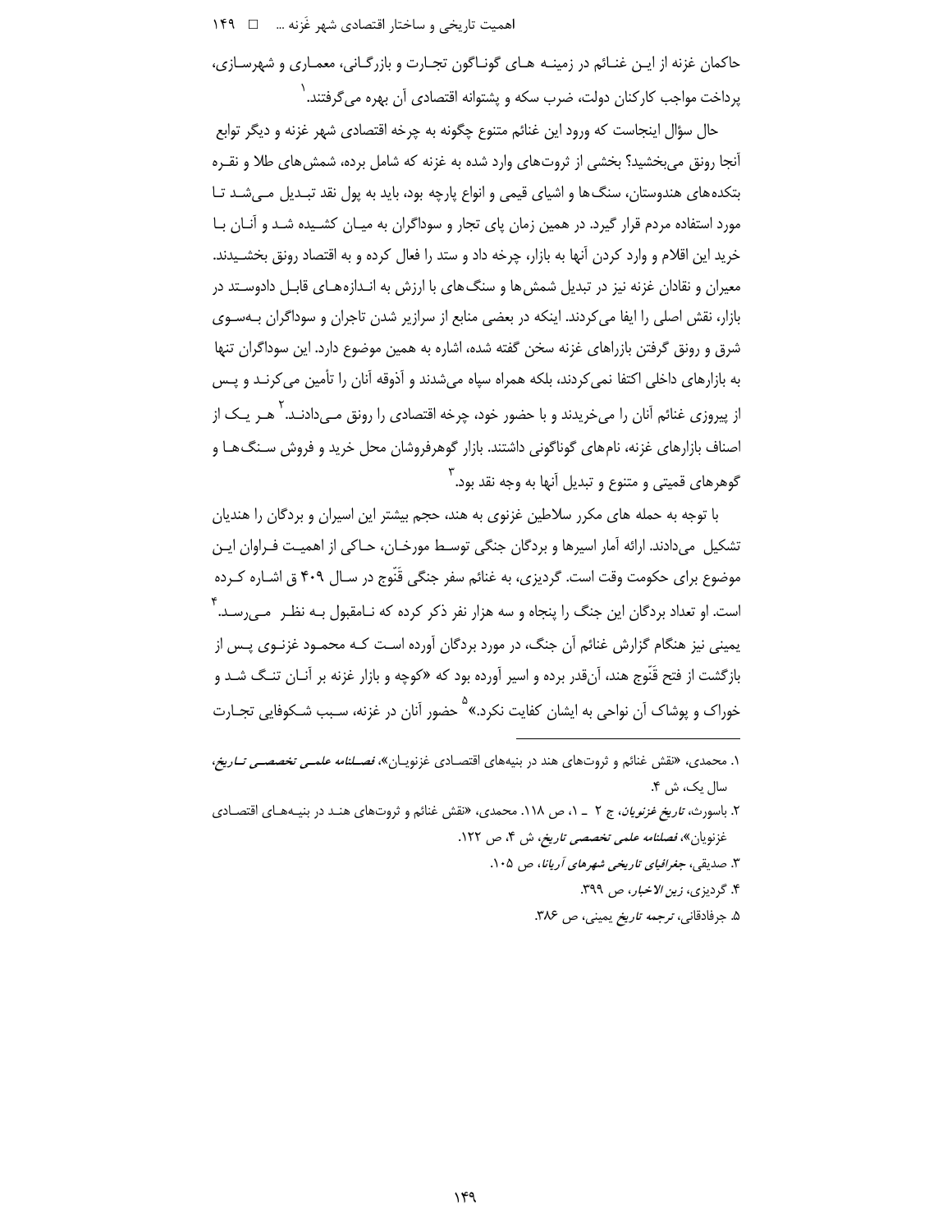حاکمان غزنه از این غنائم در زمینه های گوناگون تجارت و بازرگانی، معماری و شهرسازی، پرداخت مواجب کارکنان دولت، ضرب سکه و پشتوانه اقتصادی آن بهره می‌گرفتند.[1]

حال سؤال اینجاست که ورود این غنائم متنوع چگونه به چرخه اقتصادی شهر غزنه و دیگر توابع آنجا رونق می‌بخشید؟ بخشی از ثروت‌های وارد شده به غزنه که شامل برده، شمش‌های طلا و نقره بتکده‌های هندوستان، سنگ‌ها و اشیای قیمی و انواع پارچه بود، باید به پول نقد تبدیل می‌شد تا مورد استفاده مردم قرار گیرد. در همین زمان پای تجار و سوداگران به میان کشیده شد و آنان با خرید این اقلام و وارد کردن آنها به بازار، چرخه داد و ستد را فعال کرده و به اقتصاد رونق بخشیدند. معیران و نقادان غزنه نیز در تبدیل شمش‌ها و سنگ‌های با ارزش به اندازه‌های قابل دادوستد در بازار، نقش اصلی را ایفا می‌کردند. اینکه در بعضی منابع از سرازیر شدن تاجران و سوداگران به‌سوی شرق و رونق گرفتن بازراهای غزنه سخن گفته شده، اشاره به همین موضوع دارد. این سوداگران تنها به بازارهای داخلی اکتفا نمی‌کردند، بلکه همراه سپاه می‌شدند و آذوقه آنان را تأمین می‌کردند و پس از پیروزی غنائم آنان را می‌خریدند و با حضور خود، چرخه اقتصادی را رونق می‌دادند.[2] هر یک از اصناف بازارهای غزنه، نام‌های گوناگونی داشتند. بازار گوهرفروشان محل خرید و فروش سنگ‌ها و گوهرهای قیمتی و متنوع و تبدیل آنها به وجه نقد بود.[3]

با توجه به حمله های مکرر سلاطین غزنوی به هند، حجم بیشتر این اسیران و بردگان را هندیان تشکیل می‌دادند. ارائه آمار اسیرها و بردگان جنگی توسط مورخان، حاکی از اهمیت فراوان این موضوع برای حکومت وقت است. گردیزی، به غنائم سفر جنگی قَنّوج در سال ۴۰۹ ق اشاره کرده است. او تعداد بردگان این جنگ را پنجاه و سه هزار نفر ذکر کرده که نامقبول به نظر می‌رسد.[4] یمینی نیز هنگام گزارش غنائم آن جنگ، در مورد بردگان آورده است که محمود غزنوی پس از بازگشت از فتح قَنّوج هند، آن‌قدر برده و اسیر آورده بود که «کوچه و بازار غزنه بر آنان تنگ شد و خوراک و پوشاک آن نواحی به ایشان کفایت نکرد.»[5] حضور آنان در غزنه، سبب شکوفایی تجارت

---

۱. محمدی، «نقش غنائم و ثروت‌های هند در بنیه‌های اقتصادی غزنویان»، *فصلنامه علمی تخصصی تاریخ*، سال یک، ش ۴.

۲. باسورث، *تاریخ غزنویان*، ج ۲ ـ ۱، ص ۱۱۸. محمدی، «نقش غنائم و ثروت‌های هند در بنیه‌های اقتصادی غزنویان»، *فصلنامه علمی تخصصی تاریخ*، ش ۴، ص ۱۲۲.

۳. صدیقی، *جغرافیای تاریخی شهرهای آریانا*، ص ۱۰۵.

۴. گردیزی، *زین الاخبار*، ص ۳۹۹.

۵. جرفادقانی، *ترجمه تاریخ یمینی*، ص ۳۸۶.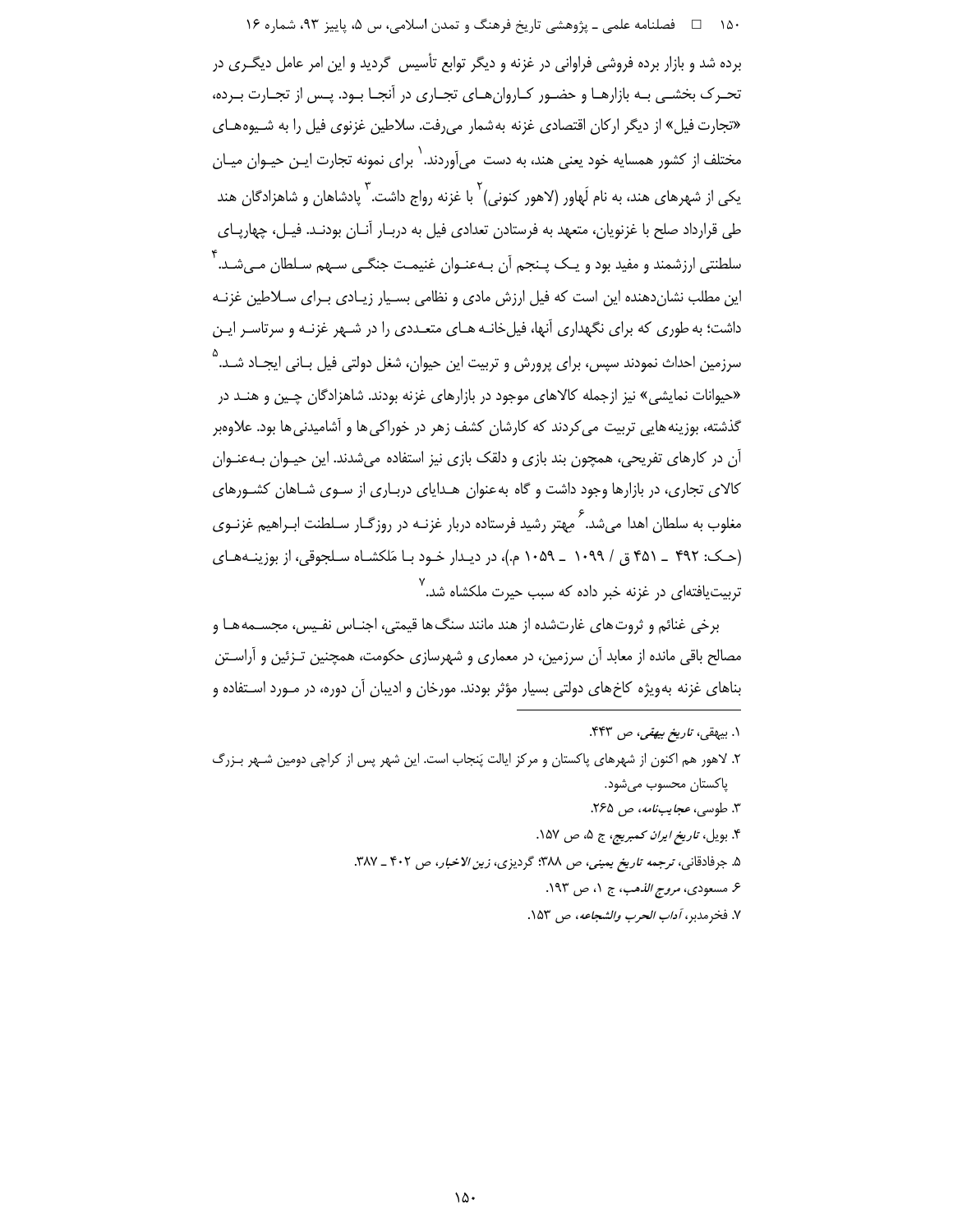برده شد و بازار برده فروشی فراوانی در غزنه و دیگر توابع تأسیس گردید و این امر عامل دیگری در تحرک بخشی به بازارها و حضور کاروان‌های تجاری در آنجا بود. پس از تجارت برده، «تجارت فیل» از دیگر ارکان اقتصادی غزنه به‌شمار می‌رفت. سلاطین غزنوی فیل را به شیوه‌های مختلف از کشور همسایه خود یعنی هند، به دست می‌آوردند.[1] برای نمونه تجارت این حیوان میان یکی از شهرهای هند، به نام لَهاوِر (لاهور کنونی)[2] با غزنه رواج داشت.[3] پادشاهان و شاهزادگان هند طی قرارداد صلح با غزنویان، متعهد به فرستادن تعدادی فیل به دربار آنان بودند. فیل، چهارپای سلطنتی ارزشمند و مفید بود و یک پنجم آن به‌عنوان غنیمت جنگی سهم سلطان می‌شد.[4] این مطلب نشان‌دهنده این است که فیل ارزش مادی و نظامی بسیار زیادی برای سلاطین غزنه داشت؛ به طوری که برای نگهداری آنها، فیل‌خانه های متعددی را در شهر غزنه و سرتاسر این سرزمین احداث نمودند سپس، برای پرورش و تربیت این حیوان، شغل دولتی فیل بانی ایجاد شد.[5]

«حیوانات نمایشی» نیز ازجمله کالاهای موجود در بازارهای غزنه بودند. شاهزادگان چین و هند در گذشته، بوزینه‌هایی تربیت می‌کردند که کارشان کشف زهر در خوراکی‌ها و آشامیدنی‌ها بود. علاوه‌بر آن در کارهای تفریحی، همچون بند بازی و دلقک بازی نیز استفاده می‌شدند. این حیوان به‌عنوان کالای تجاری، در بازارها وجود داشت و گاه به‌عنوان هدایای درباری از سوی شاهان کشورهای مغلوب به سلطان اهدا می‌شد.[6] مهتر رشید فرستاده دربار غزنه در روزگار سلطنت ابراهیم غزنوی (حک: ۴۹۲ ـ ۴۵۱ ق / ۱۰۹۹ ـ ۱۰۵۹ م.)، در دیدار خود با مَلکشاه سلجوقی، از بوزینه‌های تربیت‌یافته‌ای در غزنه خبر داده که سبب حیرت ملکشاه شد.[7]

برخی غنائم و ثروت‌های غارت‌شده از هند مانند سنگ‌ها قیمتی، اجناس نفیس، مجسمه‌ها و مصالح باقی مانده از معابد آن سرزمین، در معماری و شهرسازی حکومت، همچنین تزئین و آراستن بناهای غزنه به‌ویژه کاخ‌های دولتی بسیار مؤثر بودند. مورخان و ادیبان آن دوره، در مورد استفاده و

---

۱. بیهقی، *تاریخ بیهقی*، ص ۴۴۳.

۲. لاهور هم اکنون از شهرهای پاکستان و مرکز ایالت پَنجاب است. این شهر پس از کراچی دومین شهر بزرگ پاکستان محسوب می‌شود.

۳. طوسی، *عجایب‌نامه*، ص ۲۶۵.

۴. بویل، *تاریخ ایران کمبریج*، ج ۵، ص ۱۵۷.

۵. جرفادقانی، *ترجمه تاریخ یمینی*، ص ۳۸۸؛ گردیزی، *زین الاخبار*، ص ۴۰۲ ـ ۳۸۷.

۶. مسعودی، *مروج الذهب*، ج ۱، ص ۱۹۳.

۷. فخرمدبر، *آداب الحرب والشجاعه*، ص ۱۵۳.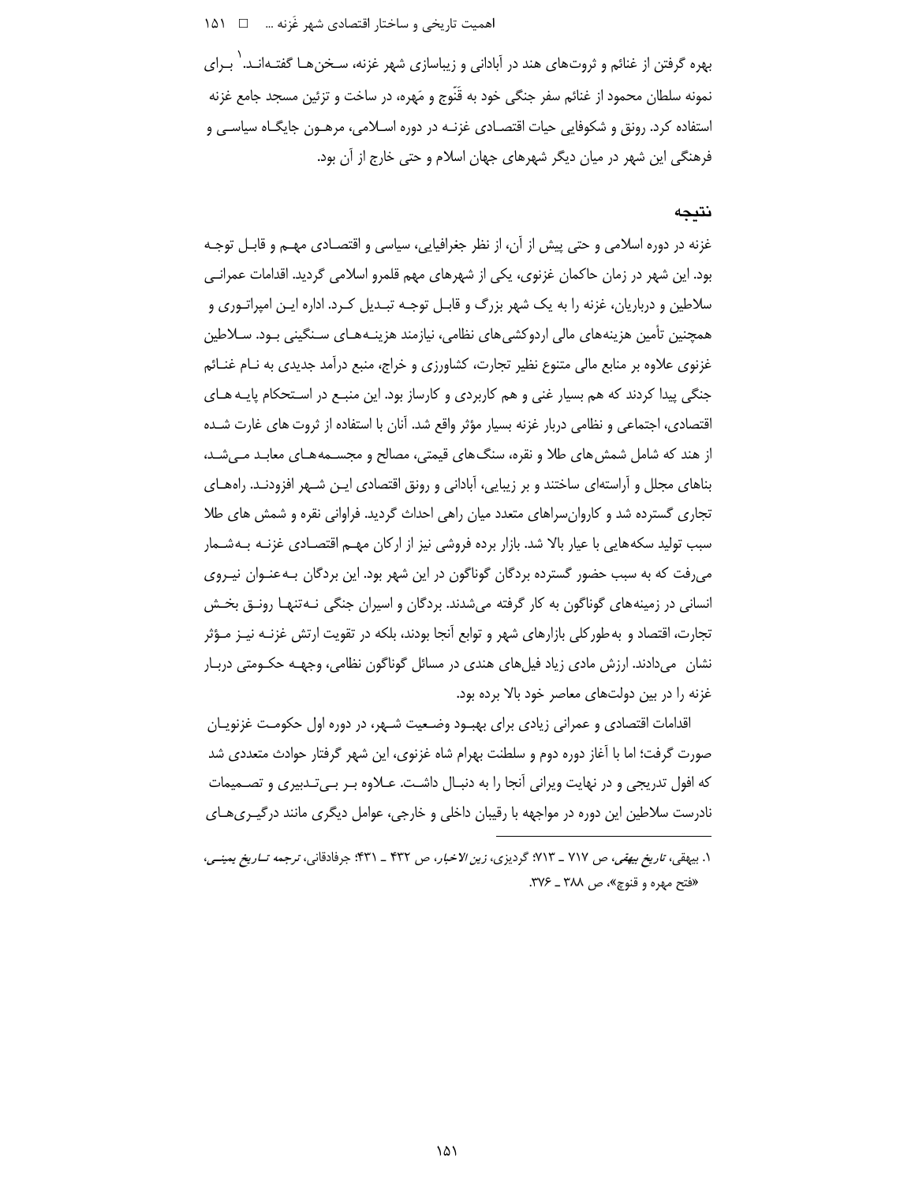بهره گرفتن از غنائم و ثروت‌های هند در آبادانی و زیباسازی شهر غزنه، سخن‌ها گفته‌اند.[1] برای نمونه سلطان محمود از غنائم سفر جنگی خود به قَنّوج و مَهره، در ساخت و تزئین مسجد جامع غزنه استفاده کرد. رونق و شکوفایی حیات اقتصادی غزنه در دوره اسلامی، مرهون جایگاه سیاسی و فرهنگی این شهر در میان دیگر شهرهای جهان اسلام و حتی خارج از آن بود.

## نتیجه

غزنه در دوره اسلامی و حتی پیش از آن، از نظر جغرافیایی، سیاسی و اقتصادی مهم و قابل توجه بود. این شهر در زمان حاکمان غزنوی، یکی از شهرهای مهم قلمرو اسلامی گردید. اقدامات عمرانی سلاطین و درباریان، غزنه را به یک شهر بزرگ و قابل توجه تبدیل کرد. اداره این امپراتوری و همچنین تأمین هزینه‌های مالی اردوکشی‌های نظامی، نیازمند هزینه‌های سنگینی بود. سلاطین غزنوی علاوه بر منابع مالی متنوع نظیر تجارت، کشاورزی و خراج، منبع درآمد جدیدی به نام غنائم جنگی پیدا کردند که هم بسیار غنی و هم کاربردی و کارساز بود. این منبع در استحکام پایه های اقتصادی، اجتماعی و نظامی دربار غزنه بسیار مؤثر واقع شد. آنان با استفاده از ثروت های غارت شده از هند که شامل شمش‌های طلا و نقره، سنگ‌های قیمتی، مصالح و مجسمه‌های معابد می‌شد، بناهای مجلل و آراسته‌ای ساختند و بر زیبایی، آبادانی و رونق اقتصادی این شهر افزودند. راه‌های تجاری گسترده شد و کاروان‌سراهای متعدد میان راهی احداث گردید. فراوانی نقره و شمش های طلا سبب تولید سکه‌هایی با عیار بالا شد. بازار برده فروشی نیز از ارکان مهم اقتصادی غزنه به‌شمار می‌رفت که به سبب حضور گسترده بردگان گوناگون در این شهر بود. این بردگان به‌عنوان نیروی انسانی در زمینه‌های گوناگون به کار گرفته می‌شدند. بردگان و اسیران جنگی نه‌تنها رونق بخش تجارت، اقتصاد و به‌طورکلی بازارهای شهر و توابع آنجا بودند، بلکه در تقویت ارتش غزنه نیز مؤثر نشان می‌دادند. ارزش مادی زیاد فیل‌های هندی در مسائل گوناگون نظامی، وجهه حکومتی دربار غزنه را در بین دولت‌های معاصر خود بالا برده بود.

اقدامات اقتصادی و عمرانی زیادی برای بهبود وضعیت شهر، در دوره اول حکومت غزنویان صورت گرفت؛ اما با آغاز دوره دوم و سلطنت بهرام شاه غزنوی، این شهر گرفتار حوادث متعددی شد که افول تدریجی و در نهایت ویرانی آنجا را به دنبال داشت. علاوه بر بی‌تدبیری و تصمیمات نادرست سلاطین این دوره در مواجهه با رقیبان داخلی و خارجی، عوامل دیگری مانند درگیری‌های

---

1. بیهقی، *تاریخ بیهقی*، ص ۷۱۷ ـ ۷۱۳؛ گردیزی، *زین الاخبار*، ص ۴۳۲ ـ ۴۳۱؛ جرفادقانی، *ترجمه تاریخ یمینی*، «فتح مهره و قنوج»، ص ۳۸۸ ـ ۳۷۶.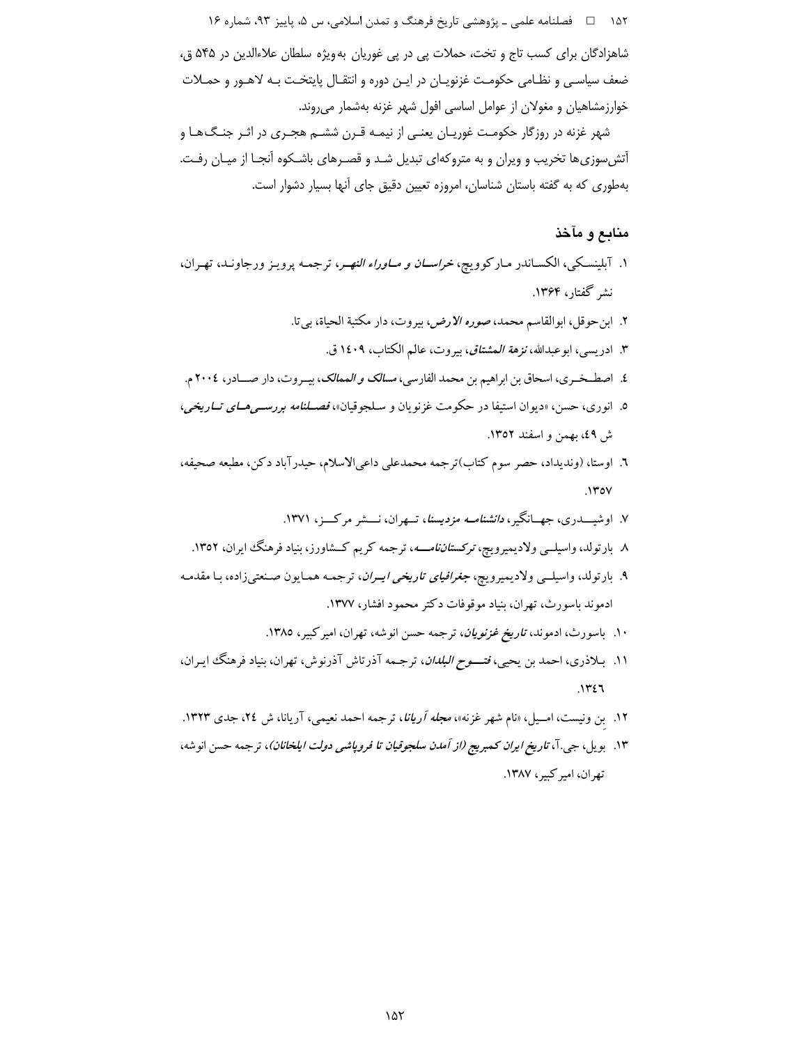شاهزادگان برای کسب تاج و تخت، حملات پی در پی غوریان به‌ویژه سلطان علاءالدین در ۵۴۵ ق، ضعف سیاسی و نظامی حکومت غزنویان در این دوره و انتقال پایتخت به لاهور و حملات خوارزمشاهیان و مغولان از عوامل اساسی افول شهر غزنه به‌شمار می‌روند.

شهر غزنه در روزگار حکومت غوریان یعنی از نیمه قرن ششم هجری در اثر جنگ‌ها و آتش‌سوزی‌ها تخریب و ویران و به متروکه‌ای تبدیل شد و قصرهای باشکوه آنجا از میان رفت. به‌طوری که به گفته باستان شناسان، امروزه تعیین دقیق جای آنها بسیار دشوار است.

## منابع و مآخذ

۱. آبلینسکی، الکساندر مارکوویچ، *خراسان و ماوراء النهر*، ترجمه پرویز ورجاوند، تهران، نشر گفتار، ۱۳۶۴.

۲. ابن‌حوقل، ابوالقاسم محمد، *صوره الارض*، بیروت، دار مکتبة الحیاة، بی‌تا.

۳. ادریسی، ابوعبدالله، *نزهة المشتاق*، بیروت، عالم الکتاب، ۱٤٠۹ ق.

٤. اصطخری، اسحاق بن ابراهیم بن محمد الفارسی، *مسالک و الممالک*، بیروت، دار صادر، ۲٠٠٤ م.

٥. انوری، حسن، «دیوان استیفا در حکومت غزنویان و سلجوقیان»، *فصلنامه بررسی‌های تاریخی*، ش ٤۹، بهمن و اسفند ۱۳۵۲.

٦. اوستا، (وندیداد، حصر سوم کتاب)ترجمه محمدعلی داعی‌الاسلام، حیدرآباد دکن، مطبعه صحیفه، ۱۳٥۷.

۷. اوشیدری، جهانگیر، *دانشنامه مزدیسنا*، تهران، نشر مرکز، ۱۳۷۱.

۸. بارتولد، واسیلی ولادیمیرویچ، *ترکستان‌نامه*، ترجمه کریم کشاورز، بنیاد فرهنگ ایران، ۱۳۵۲.

۹. بارتولد، واسیلی ولادیمیرویچ، *جغرافیای تاریخی ایران*، ترجمه همایون صنعتی‌زاده، با مقدمه ادموند باسورث، تهران، بنیاد موقوفات دکتر محمود افشار، ۱۳۷۷.

۱۰. باسورث، ادموند، *تاریخ غزنویان*، ترجمه حسن انوشه، تهران، امیرکبیر، ۱۳۸۵.

۱۱. بلاذری، احمد بن یحیی، *فتوح البلدان*، ترجمه آذرتاش آذرنوش، تهران، بنیاد فرهنگ ایران، ۱۳٤٦.

۱۲. بن ونیست، امیل، «نام شهر غزنه»، *مجله آریانا*، ترجمه احمد نعیمی، آریانا، ش ۲٤، جدی ۱۳۲۳.

۱۳. بویل، جی.آ، *تاریخ ایران کمبریج (از آمدن سلجوقیان تا فروپاشی دولت ایلخانان)*، ترجمه حسن انوشه، تهران، امیرکبیر، ۱۳۸۷.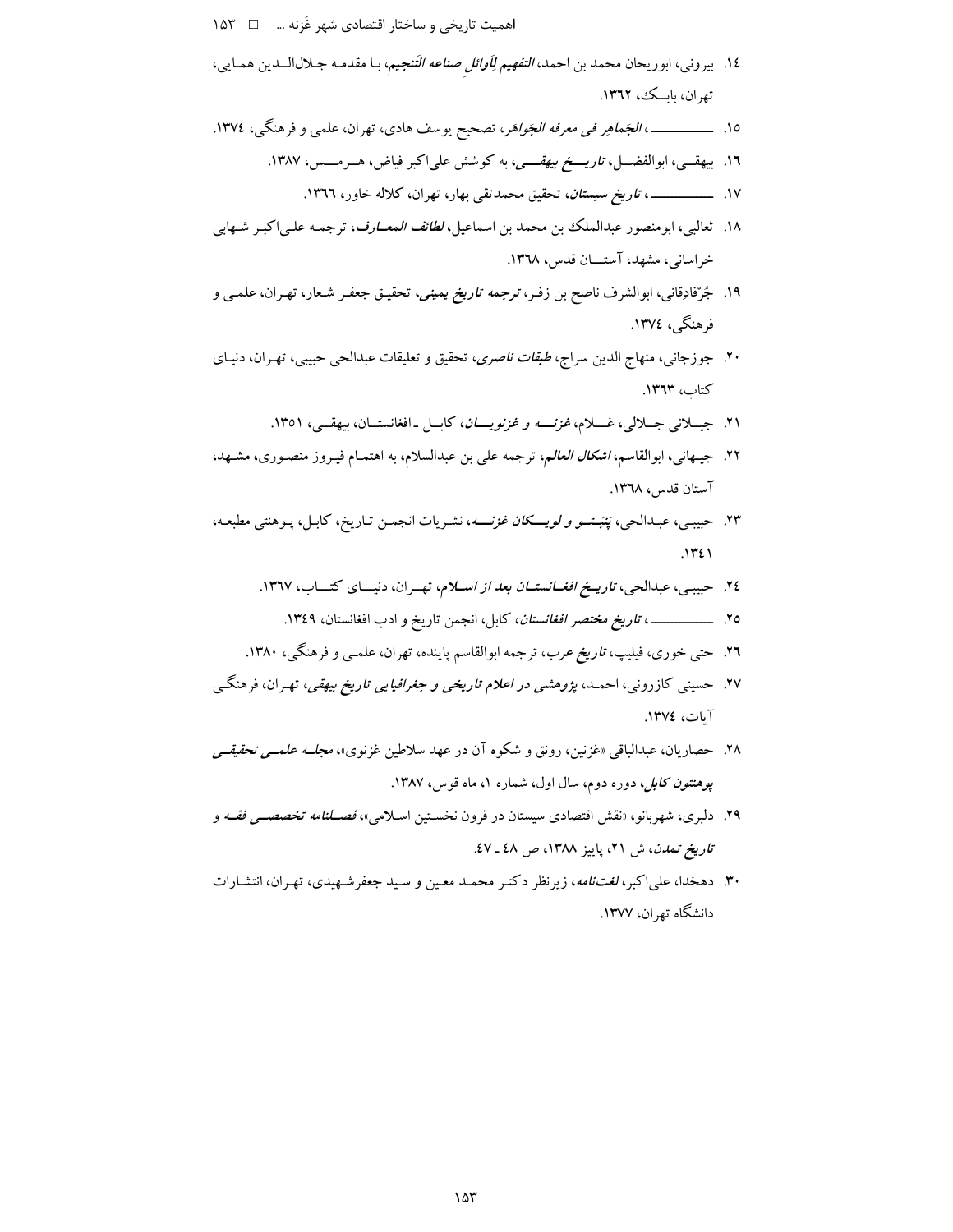۱۴. بیرونی، ابوریحان محمد بن احمد، *التفهیم لِأوائلِ صناعه التَنجیم*، با مقدمه جلال‌الدین همایی، تهران، بابک، ۱۳۶۲.

۱۵. ـــــــــــ، *الجَماهِر فی معرفه الجَواهَر*، تصحیح یوسف هادی، تهران، علمی و فرهنگی، ۱۳۷۴.

۱۶. بیهقی، ابوالفضل، *تاریخ بیهقی*، به کوشش علی‌اکبر فیاض، هرمس، ۱۳۸۷.

۱۷. ـــــــــــ، *تاریخ سیستان*، تحقیق محمدتقی بهار، تهران، کلاله خاور، ۱۳۶۶.

۱۸. ثعالبی، ابومنصور عبدالملک بن محمد بن اسماعیل، *لطائف المعارف*، ترجمه علی‌اکبر شهابی خراسانی، مشهد، آستان قدس، ۱۳۶۸.

۱۹. جُرْفادِقانی، ابوالشرف ناصح بن زفر، *ترجمه تاریخ یمینی*، تحقیق جعفر شعار، تهران، علمی و فرهنگی، ۱۳۷۴.

۲۰. جوزجانی، منهاج الدین سراج، *طبقات ناصری*، تحقیق و تعلیقات عبدالحی حبیبی، تهران، دنیای کتاب، ۱۳۶۳.

۲۱. جیلانی جلالی، غلام، *غزنه و غزنویان*، کابل ـ افغانستان، بیهقی، ۱۳۵۱.

۲۲. جیهانی، ابوالقاسم، *اشکال العالم*، ترجمه علی بن عبدالسلام، به اهتمام فیروز منصوری، مشهد، آستان قدس، ۱۳۶۸.

۲۳. حبیبی، عبدالحی، *پَنبَتو و لویکان غزنه*، نشریات انجمن تاریخ، کابل، پوهنتی مطبعه، ۱۳۴۱.

۲۴. حبیبی، عبدالحی، *تاریخ افغانستان بعد از اسلام*، تهران، دنیای کتاب، ۱۳۶۷.

۲۵. ـــــــــــ، *تاریخ مختصر افغانستان*، کابل، انجمن تاریخ و ادب افغانستان، ۱۳۴۹.

۲۶. حتی خوری، فیلیپ، *تاریخ عرب*، ترجمه ابوالقاسم پاینده، تهران، علمی و فرهنگی، ۱۳۸۰.

۲۷. حسینی کازرونی، احمد، *پژوهشی در اعلام تاریخی و جغرافیایی تاریخ بیهقی*، تهران، فرهنگی آیات، ۱۳۷۴.

۲۸. حصاریان، عبدالباقی «غزنین، رونق و شکوه آن در عهد سلاطین غزنوی»، *مجله علمی تحقیقی پوهنتون کابل*، دوره دوم، سال اول، شماره ۱، ماه قوس، ۱۳۸۷.

۲۹. دلبری، شهربانو، «نقش اقتصادی سیستان در قرون نخستین اسلامی»، *فصلنامه تخصصی فقه و تاریخ تمدن*، ش ۲۱، پاییز ۱۳۸۸، ص ۴۸ ـ ۴۷.

۳۰. دهخدا، علی‌اکبر، *لغت‌نامه*، زیرنظر دکتر محمد معین و سید جعفرشهیدی، تهران، انتشارات دانشگاه تهران، ۱۳۷۷.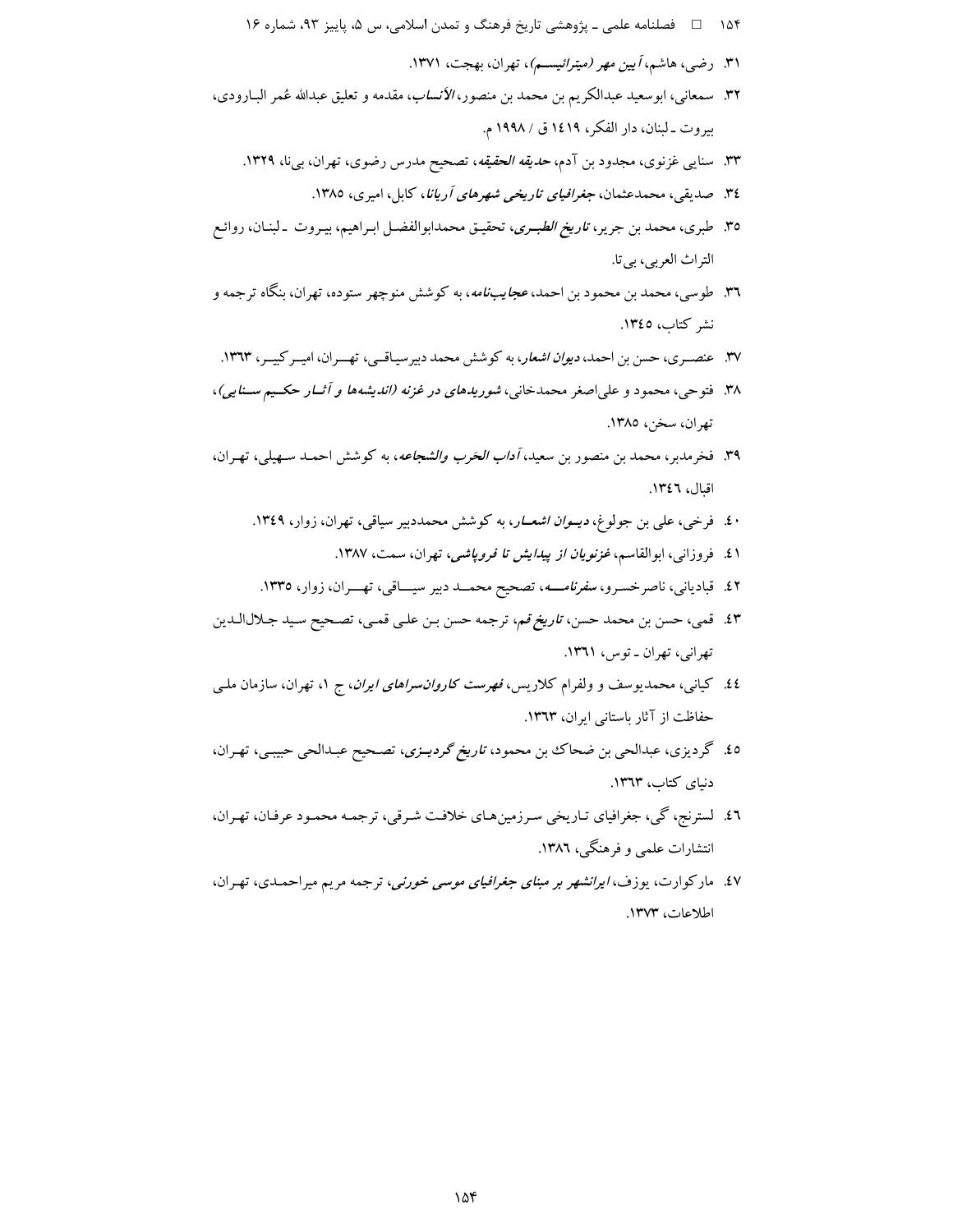۳۱. رضی، هاشم، *آیین مهر (میترائیسم)*، تهران، بهجت، ۱۳۷۱.

۳۲. سمعانی، ابوسعید عبدالکریم بن محمد بن منصور، *الأنساب*، مقدمه و تعلیق عبدالله عُمر البارودی، بیروت ـ لبنان، دار الفکر، ۱٤۱۹ ق / ۱۹۹۸ م.

۳۳. سنایی غزنوی، مجدود بن آدم، *حدیقه الحقیقه*، تصحیح مدرس رضوی، تهران، بی‌نا، ۱۳۲۹.

۳٤. صدیقی، محمدعثمان، *جغرافیای تاریخی شهرهای آریانا*، کابل، امیری، ۱۳۸۵.

۳۵. طبری، محمد بن جریر، *تاریخ الطبری*، تحقیق محمدابوالفضل ابراهیم، بیروت ـ لبنان، روائع التراث العربی، بی‌تا.

۳٦. طوسی، محمد بن محمود بن احمد، *عجایب‌نامه*، به کوشش منوچهر ستوده، تهران، بنگاه ترجمه و نشر کتاب، ۱۳٤۵.

۳۷. عنصری، حسن بن احمد، *دیوان اشعار*، به کوشش محمد دبیرسیاقی، تهران، امیرکبیر، ۱۳٦۳.

۳۸. فتوحی، محمود و علی‌اصغر محمدخانی، *شوریده‌ای در غزنه (اندیشه‌ها و آثار حکیم سنایی)*، تهران، سخن، ۱۳۸۵.

۳۹. فخرمدبر، محمد بن منصور بن سعید، *آداب الحَرب والشجاعه*، به کوشش احمد سهیلی، تهران، اقبال، ۱۳٤٦.

٤۰. فرخی، علی بن جولوغ، *دیوان اشعار*، به کوشش محمددبیر سیاقی، تهران، زوار، ۱۳٤۹.

٤۱. فروزانی، ابوالقاسم، *غزنویان از پیدایش تا فروپاشی*، تهران، سمت، ۱۳۸۷.

٤۲. قبادیانی، ناصرخسرو، *سفرنامه*، تصحیح محمد دبیر سیاقی، تهران، زوار، ۱۳۳۵.

٤۳. قمی، حسن بن محمد حسن، *تاریخ قم*، ترجمه حسن بن علی قمی، تصحیح سید جلال‌الدین تهرانی، تهران ـ توس، ۱۳٦۱.

٤٤. کیانی، محمدیوسف و ولفرام کلاریس، *فهرست کاروان‌سراهای ایران*، ج ۱، تهران، سازمان ملی حفاظت از آثار باستانی ایران، ۱۳٦۳.

٤۵. گردیزی، عبدالحی بن ضحاک بن محمود، *تاریخ گردیزی*، تصحیح عبدالحی حبیبی، تهران، دنیای کتاب، ۱۳٦۳.

٤٦. لسترنج، گی، جغرافیای تاریخی سرزمین‌های خلافت شرقی، ترجمه محمود عرفان، تهران، انتشارات علمی و فرهنگی، ۱۳۸٦.

٤۷. مارکوارت، یوزف، *ایرانشهر بر مبنای جغرافیای موسی خورنی*، ترجمه مریم میراحمدی، تهران، اطلاعات، ۱۳۷۳.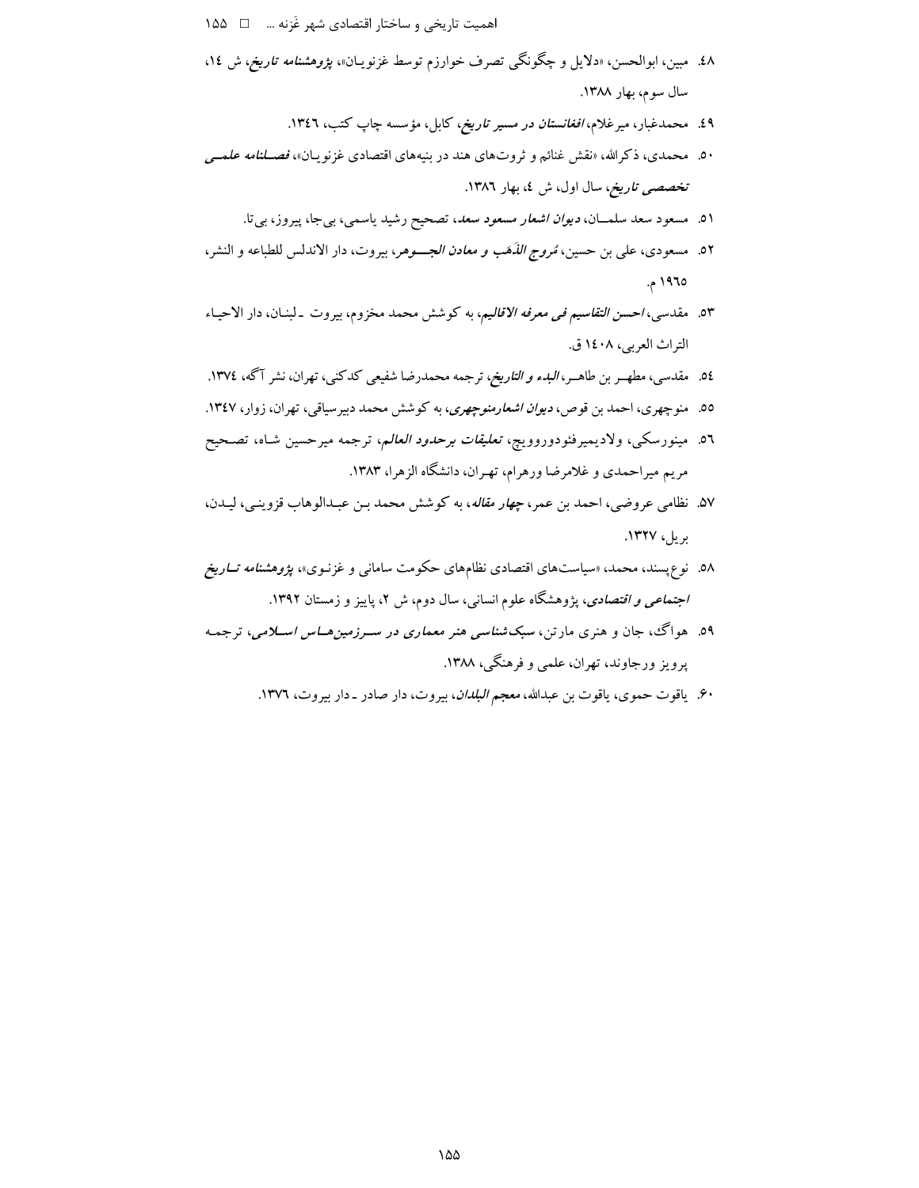۴۸. مبین، ابوالحسن، «دلایل و چگونگی تصرف خوارزم توسط غزنویـان»، *پژوهشنامه تاریخ*، ش ۱۴، سال سوم، بهار ۱۳۸۸.

۴۹. محمدغبار، میرغلام، *افغانستان در مسیر تاریخ*، کابل، مؤسسه چاپ کتب، ۱۳۴۶.

۵۰. محمدی، ذکرالله، «نقش غنائم و ثروت‌های هند در بنیه‌های اقتصادی غزنویـان»، *فصلنامه علمی تخصصی تاریخ*، سال اول، ش ۴، بهار ۱۳۸۶.

۵۱. مسعود سعد سلمـان، *دیوان اشعار مسعود سعد*، تصحیح رشید یاسمی، بی‌جا، پیروز، بی‌تا.

۵۲. مسعودی، علی بن حسین، *مُروج الذَهَب و معادن الجـوهر*، بیروت، دار الاندلس للطباعه و النشر، ۱۹۶۵ م.

۵۳. مقدسی، *احسن التقاسیم فی معرفه الاقالیم*، به کوشش محمد مخزوم، بیروت ـ لبنـان، دار الاحیـاء التراث العربی، ۱۴۰۸ ق.

۵۴. مقدسی، مطهـر بن طاهـر، *البدء و التاریخ*، ترجمه محمدرضا شفیعی کدکنی، تهران، نشر آگه، ۱۳۷۴.

۵۵. منوچهری، احمد بن قوص، *دیوان اشعارمنوچهری*، به کوشش محمد دبیرسیاقی، تهران، زوار، ۱۳۴۷.

۵۶. مینورسکی، ولادیمیرفئودوروویچ، *تعلیقات برحدود العالم*، ترجمه میرحسین شـاه، تصـحیح مریم میراحمدی و غلامرضا ورهرام، تهـران، دانشگاه الزهرا، ۱۳۸۳.

۵۷. نظامی عروضی، احمد بن عمر، *چهار مقاله*، به کوشش محمد بـن عبـدالوهاب قزوینـی، لیـدن، بریل، ۱۳۲۷.

۵۸. نوع‌پسند، محمد، «سیاست‌های اقتصادی نظام‌های حکومت سامانی و غزنـوی»، *پژوهشنامه تـاریخ اجتماعی و اقتصادی*، پژوهشگاه علوم انسانی، سال دوم، ش ۲، پاییز و زمستان ۱۳۹۲.

۵۹. هواگ، جان و هنری مارتن، *سبک‌شناسی هنر معماری در سـرزمین‌هـاس اسـلامی*، ترجمـه پرویز ورجاوند، تهران، علمی و فرهنگی، ۱۳۸۸.

۶۰. یاقوت حموی، یاقوت بن عبدالله، *معجم البلدان*، بیروت، دار صادر ـ دار بیروت، ۱۳۷۶.